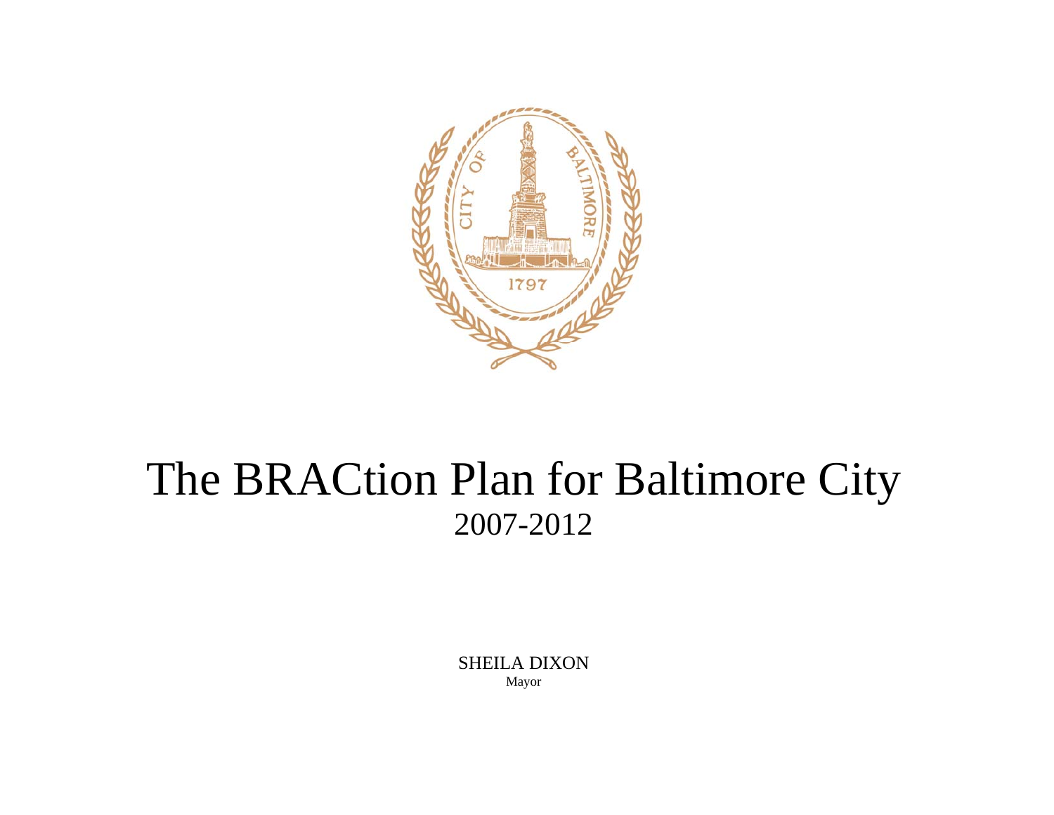# The BRACtion Plan for Baltimore City

## 2007-2012

SHEILA DIXON
Mayor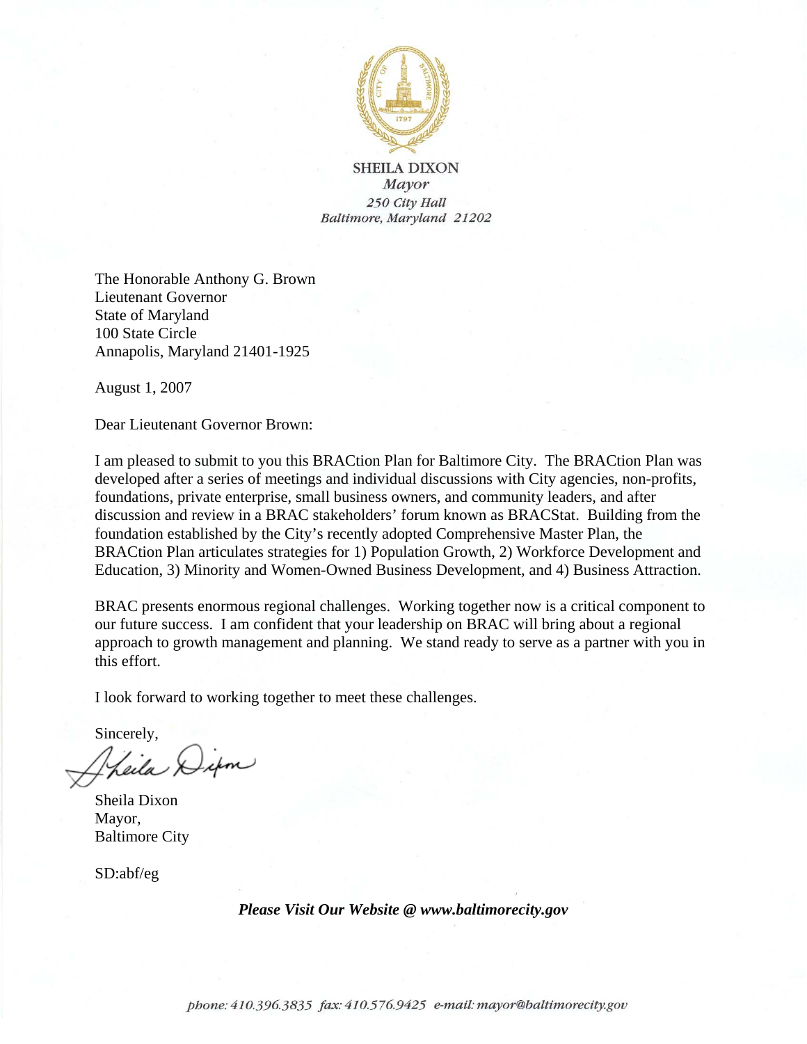**SHEILA DIXON**
*Mayor*
*250 City Hall*
*Baltimore, Maryland 21202*

The Honorable Anthony G. Brown
Lieutenant Governor
State of Maryland
100 State Circle
Annapolis, Maryland 21401-1925

August 1, 2007

Dear Lieutenant Governor Brown:

I am pleased to submit to you this BRACtion Plan for Baltimore City. The BRACtion Plan was developed after a series of meetings and individual discussions with City agencies, non-profits, foundations, private enterprise, small business owners, and community leaders, and after discussion and review in a BRAC stakeholders' forum known as BRACStat. Building from the foundation established by the City's recently adopted Comprehensive Master Plan, the BRACtion Plan articulates strategies for 1) Population Growth, 2) Workforce Development and Education, 3) Minority and Women-Owned Business Development, and 4) Business Attraction.

BRAC presents enormous regional challenges. Working together now is a critical component to our future success. I am confident that your leadership on BRAC will bring about a regional approach to growth management and planning. We stand ready to serve as a partner with you in this effort.

I look forward to working together to meet these challenges.

Sincerely,

Sheila Dixon
Mayor,
Baltimore City

SD:abf/eg

***Please Visit Our Website @ www.baltimorecity.gov***

*phone: 410.396.3835 fax: 410.576.9425 e-mail: mayor@baltimorecity.gov*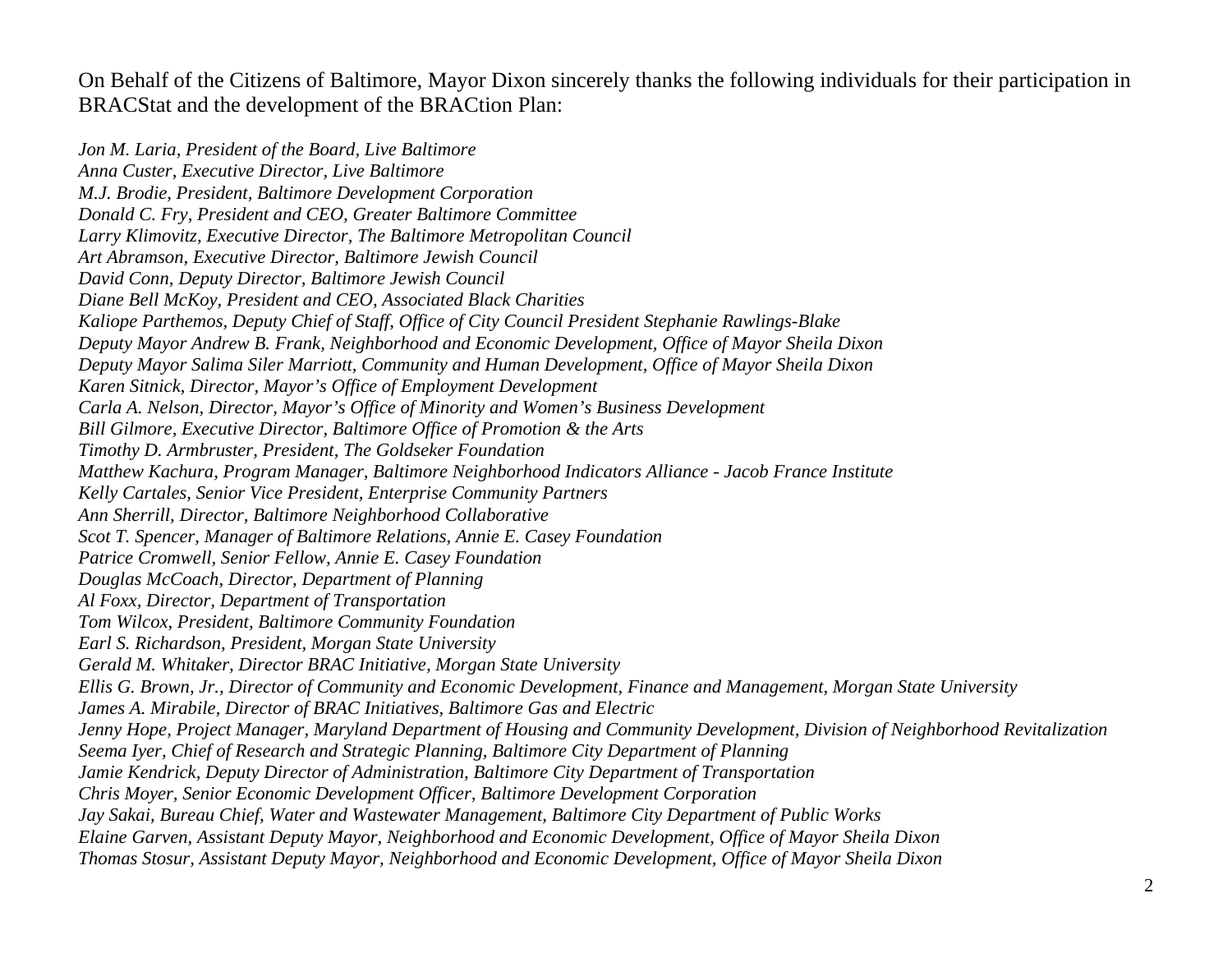On Behalf of the Citizens of Baltimore, Mayor Dixon sincerely thanks the following individuals for their participation in BRACStat and the development of the BRACtion Plan:

*Jon M. Laria, President of the Board, Live Baltimore*  
*Anna Custer, Executive Director, Live Baltimore*  
*M.J. Brodie, President, Baltimore Development Corporation*  
*Donald C. Fry, President and CEO, Greater Baltimore Committee*  
*Larry Klimovitz, Executive Director, The Baltimore Metropolitan Council*  
*Art Abramson, Executive Director, Baltimore Jewish Council*  
*David Conn, Deputy Director, Baltimore Jewish Council*  
*Diane Bell McKoy, President and CEO, Associated Black Charities*  
*Kaliope Parthemos, Deputy Chief of Staff, Office of City Council President Stephanie Rawlings-Blake*  
*Deputy Mayor Andrew B. Frank, Neighborhood and Economic Development, Office of Mayor Sheila Dixon*  
*Deputy Mayor Salima Siler Marriott, Community and Human Development, Office of Mayor Sheila Dixon*  
*Karen Sitnick, Director, Mayor's Office of Employment Development*  
*Carla A. Nelson, Director, Mayor's Office of Minority and Women's Business Development*  
*Bill Gilmore, Executive Director, Baltimore Office of Promotion & the Arts*  
*Timothy D. Armbruster, President, The Goldseker Foundation*  
*Matthew Kachura, Program Manager, Baltimore Neighborhood Indicators Alliance - Jacob France Institute*  
*Kelly Cartales, Senior Vice President, Enterprise Community Partners*  
*Ann Sherrill, Director, Baltimore Neighborhood Collaborative*  
*Scot T. Spencer, Manager of Baltimore Relations, Annie E. Casey Foundation*  
*Patrice Cromwell, Senior Fellow, Annie E. Casey Foundation*  
*Douglas McCoach, Director, Department of Planning*  
*Al Foxx, Director, Department of Transportation*  
*Tom Wilcox, President, Baltimore Community Foundation*  
*Earl S. Richardson, President, Morgan State University*  
*Gerald M. Whitaker, Director BRAC Initiative, Morgan State University*  
*Ellis G. Brown, Jr., Director of Community and Economic Development, Finance and Management, Morgan State University*  
*James A. Mirabile, Director of BRAC Initiatives, Baltimore Gas and Electric*  
*Jenny Hope, Project Manager, Maryland Department of Housing and Community Development, Division of Neighborhood Revitalization*  
*Seema Iyer, Chief of Research and Strategic Planning, Baltimore City Department of Planning*  
*Jamie Kendrick, Deputy Director of Administration, Baltimore City Department of Transportation*  
*Chris Moyer, Senior Economic Development Officer, Baltimore Development Corporation*  
*Jay Sakai, Bureau Chief, Water and Wastewater Management, Baltimore City Department of Public Works*  
*Elaine Garven, Assistant Deputy Mayor, Neighborhood and Economic Development, Office of Mayor Sheila Dixon*  
*Thomas Stosur, Assistant Deputy Mayor, Neighborhood and Economic Development, Office of Mayor Sheila Dixon*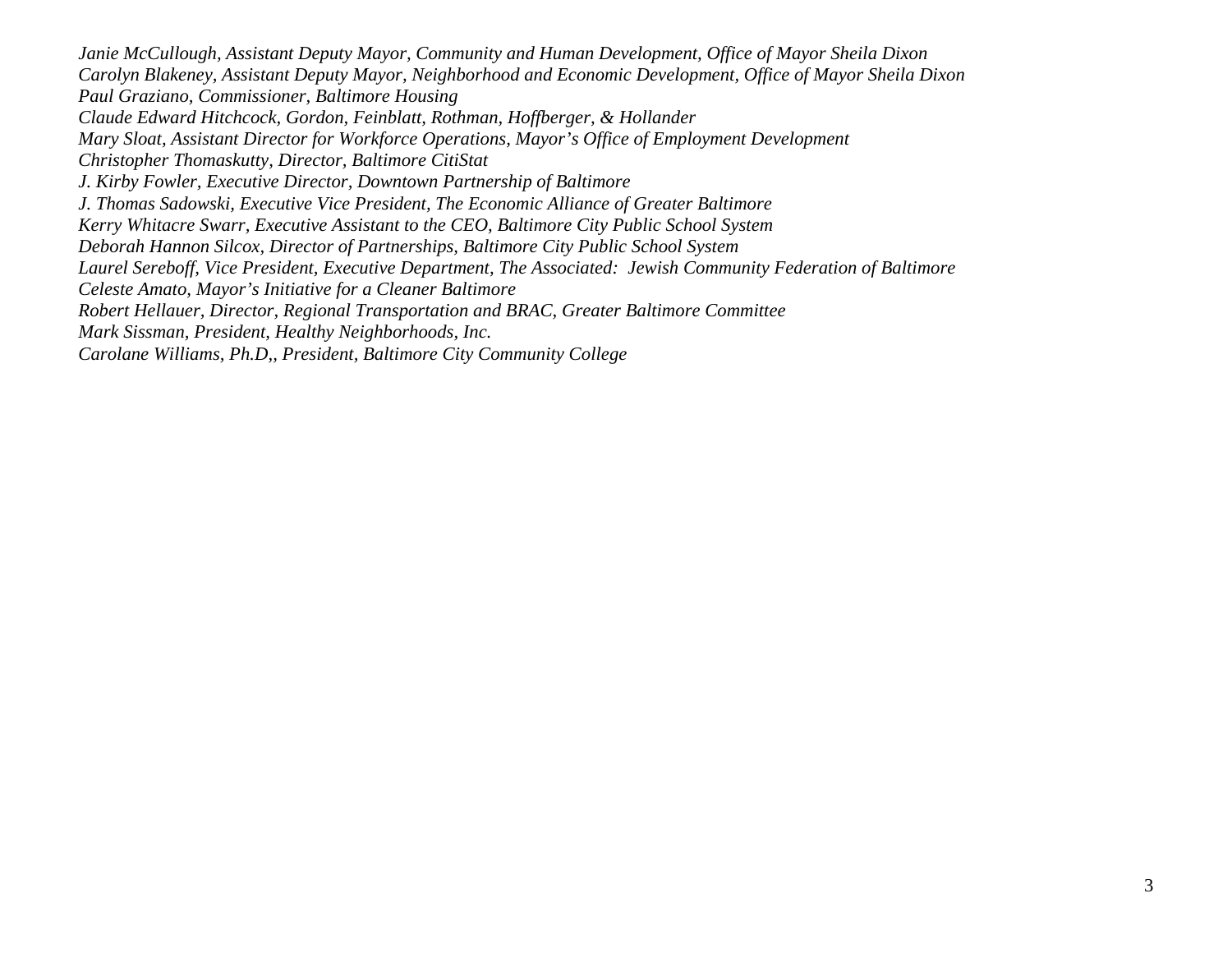*Janie McCullough, Assistant Deputy Mayor, Community and Human Development, Office of Mayor Sheila Dixon*
*Carolyn Blakeney, Assistant Deputy Mayor, Neighborhood and Economic Development, Office of Mayor Sheila Dixon*
*Paul Graziano, Commissioner, Baltimore Housing*
*Claude Edward Hitchcock, Gordon, Feinblatt, Rothman, Hoffberger, & Hollander*
*Mary Sloat, Assistant Director for Workforce Operations, Mayor's Office of Employment Development*
*Christopher Thomaskutty, Director, Baltimore CitiStat*
*J. Kirby Fowler, Executive Director, Downtown Partnership of Baltimore*
*J. Thomas Sadowski, Executive Vice President, The Economic Alliance of Greater Baltimore*
*Kerry Whitacre Swarr, Executive Assistant to the CEO, Baltimore City Public School System*
*Deborah Hannon Silcox, Director of Partnerships, Baltimore City Public School System*
*Laurel Sereboff, Vice President, Executive Department, The Associated: Jewish Community Federation of Baltimore*
*Celeste Amato, Mayor's Initiative for a Cleaner Baltimore*
*Robert Hellauer, Director, Regional Transportation and BRAC, Greater Baltimore Committee*
*Mark Sissman, President, Healthy Neighborhoods, Inc.*
*Carolane Williams, Ph.D,, President, Baltimore City Community College*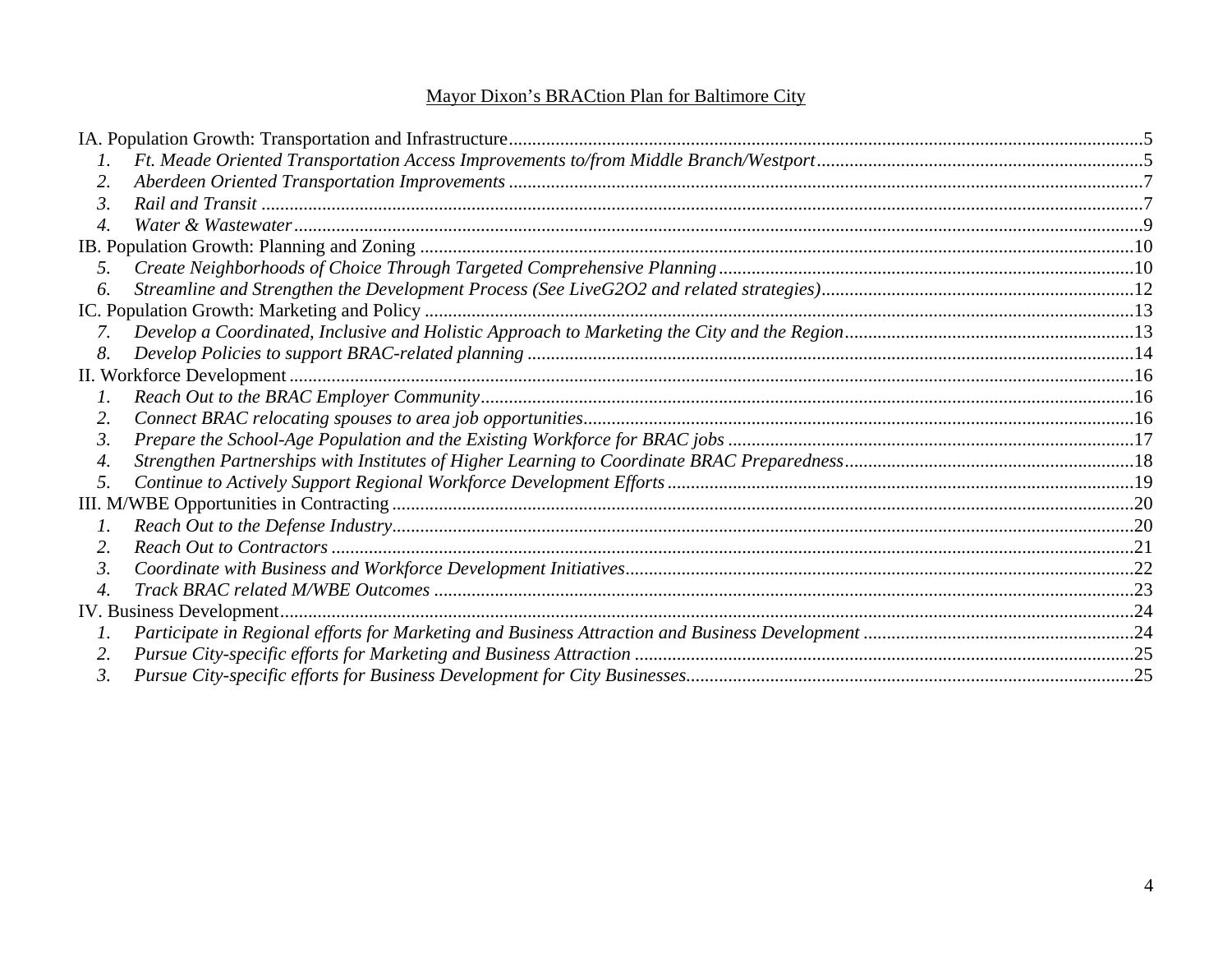Mayor Dixon's BRACtion Plan for Baltimore City

IA. Population Growth: Transportation and Infrastructure....5
1. *Ft. Meade Oriented Transportation Access Improvements to/from Middle Branch/Westport*....5
2. *Aberdeen Oriented Transportation Improvements*....7
3. *Rail and Transit*....7
4. *Water & Wastewater*....9

IB. Population Growth: Planning and Zoning....10
5. *Create Neighborhoods of Choice Through Targeted Comprehensive Planning*....10
6. *Streamline and Strengthen the Development Process (See LiveG2O2 and related strategies)*....12

IC. Population Growth: Marketing and Policy....13
7. *Develop a Coordinated, Inclusive and Holistic Approach to Marketing the City and the Region*....13
8. *Develop Policies to support BRAC-related planning*....14

II. Workforce Development....16
1. *Reach Out to the BRAC Employer Community*....16
2. *Connect BRAC relocating spouses to area job opportunities*....16
3. *Prepare the School-Age Population and the Existing Workforce for BRAC jobs*....17
4. *Strengthen Partnerships with Institutes of Higher Learning to Coordinate BRAC Preparedness*....18
5. *Continue to Actively Support Regional Workforce Development Efforts*....19

III. M/WBE Opportunities in Contracting....20
1. *Reach Out to the Defense Industry*....20
2. *Reach Out to Contractors*....21
3. *Coordinate with Business and Workforce Development Initiatives*....22
4. *Track BRAC related M/WBE Outcomes*....23

IV. Business Development....24
1. *Participate in Regional efforts for Marketing and Business Attraction and Business Development*....24
2. *Pursue City-specific efforts for Marketing and Business Attraction*....25
3. *Pursue City-specific efforts for Business Development for City Businesses*....25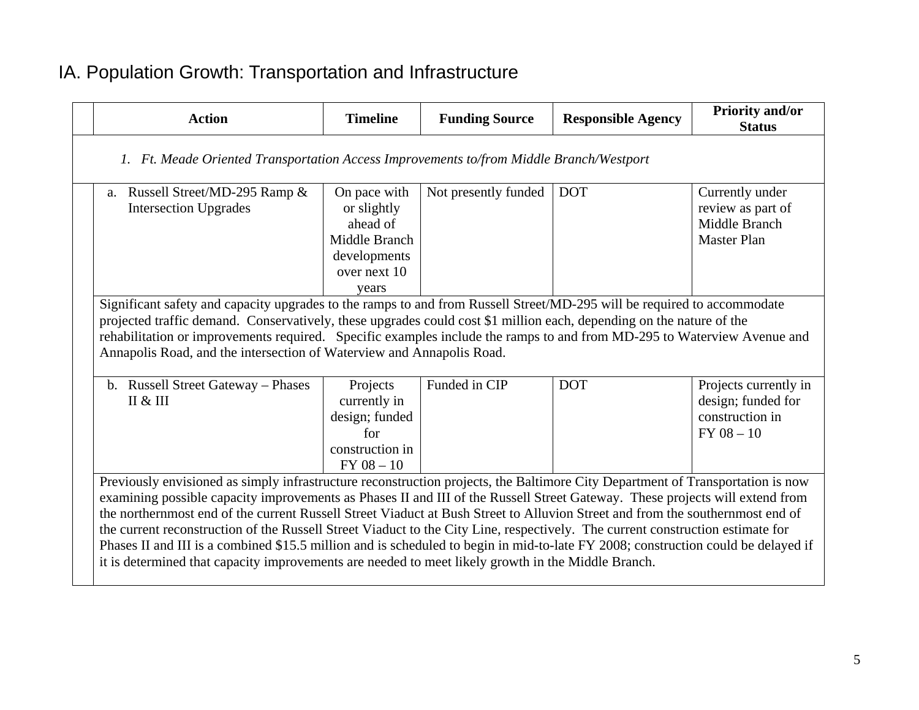# IA. Population Growth: Transportation and Infrastructure

| | Action | Timeline | Funding Source | Responsible Agency | Priority and/or Status |
|---|---|---|---|---|---|
| | *1. Ft. Meade Oriented Transportation Access Improvements to/from Middle Branch/Westport* | | | | |
| | a. Russell Street/MD-295 Ramp & Intersection Upgrades | On pace with or slightly ahead of Middle Branch developments over next 10 years | Not presently funded | DOT | Currently under review as part of Middle Branch Master Plan |
| | Significant safety and capacity upgrades to the ramps to and from Russell Street/MD-295 will be required to accommodate projected traffic demand. Conservatively, these upgrades could cost $1 million each, depending on the nature of the rehabilitation or improvements required. Specific examples include the ramps to and from MD-295 to Waterview Avenue and Annapolis Road, and the intersection of Waterview and Annapolis Road. | | | | |
| | b. Russell Street Gateway – Phases II & III | Projects currently in design; funded for construction in FY 08 – 10 | Funded in CIP | DOT | Projects currently in design; funded for construction in FY 08 – 10 |
| | Previously envisioned as simply infrastructure reconstruction projects, the Baltimore City Department of Transportation is now examining possible capacity improvements as Phases II and III of the Russell Street Gateway. These projects will extend from the northernmost end of the current Russell Street Viaduct at Bush Street to Alluvion Street and from the southernmost end of the current reconstruction of the Russell Street Viaduct to the City Line, respectively. The current construction estimate for Phases II and III is a combined $15.5 million and is scheduled to begin in mid-to-late FY 2008; construction could be delayed if it is determined that capacity improvements are needed to meet likely growth in the Middle Branch. | | | | |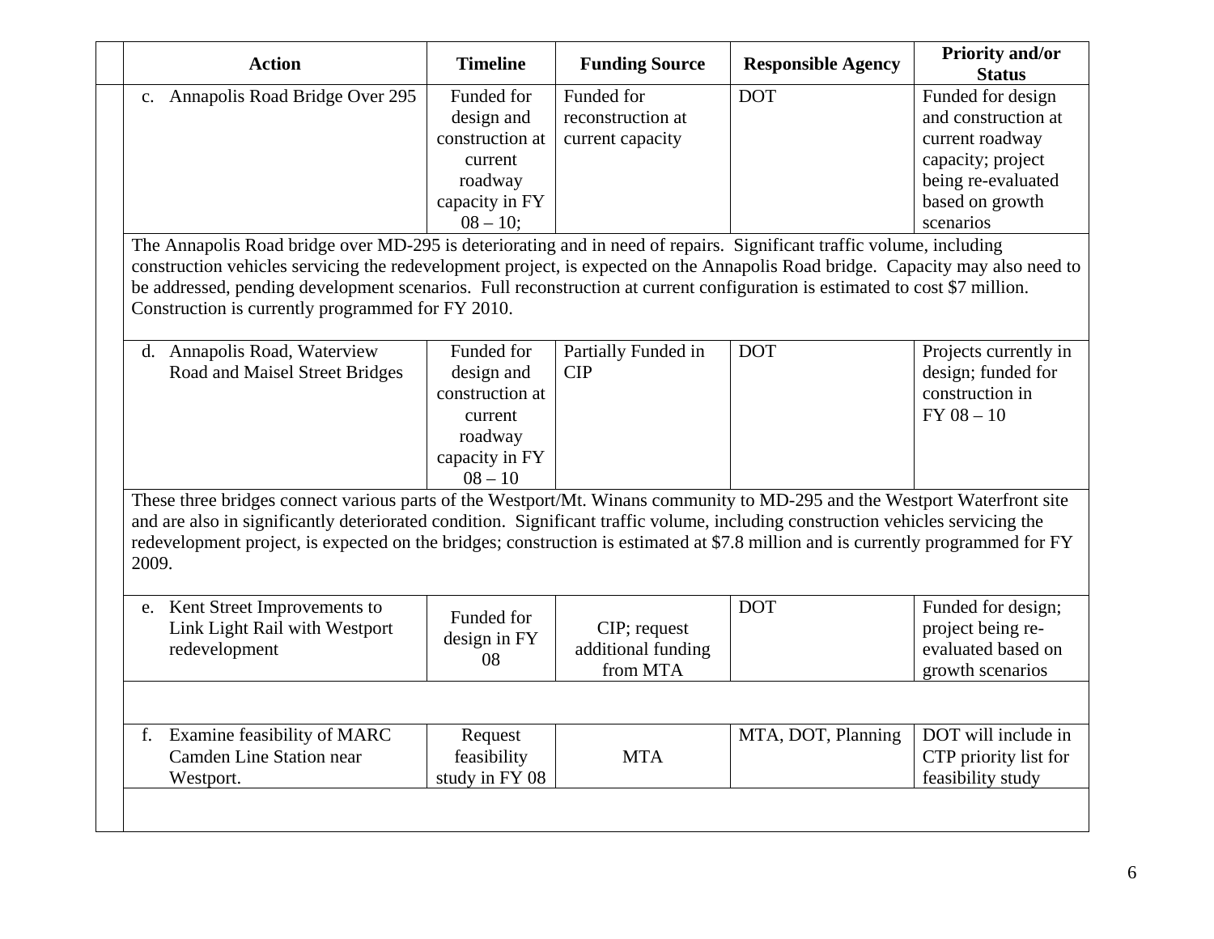| Action | Timeline | Funding Source | Responsible Agency | Priority and/or Status |
|---|---|---|---|---|
| c. Annapolis Road Bridge Over 295 | Funded for design and construction at current roadway capacity in FY 08 – 10; | Funded for reconstruction at current capacity | DOT | Funded for design and construction at current roadway capacity; project being re-evaluated based on growth scenarios |
| The Annapolis Road bridge over MD-295 is deteriorating and in need of repairs. Significant traffic volume, including construction vehicles servicing the redevelopment project, is expected on the Annapolis Road bridge. Capacity may also need to be addressed, pending development scenarios. Full reconstruction at current configuration is estimated to cost $7 million. Construction is currently programmed for FY 2010. | | | | |
| d. Annapolis Road, Waterview Road and Maisel Street Bridges | Funded for design and construction at current roadway capacity in FY 08 – 10 | Partially Funded in CIP | DOT | Projects currently in design; funded for construction in FY 08 – 10 |
| These three bridges connect various parts of the Westport/Mt. Winans community to MD-295 and the Westport Waterfront site and are also in significantly deteriorated condition. Significant traffic volume, including construction vehicles servicing the redevelopment project, is expected on the bridges; construction is estimated at $7.8 million and is currently programmed for FY 2009. | | | | |
| e. Kent Street Improvements to Link Light Rail with Westport redevelopment | Funded for design in FY 08 | CIP; request additional funding from MTA | DOT | Funded for design; project being re-evaluated based on growth scenarios |
| | | | | |
| f. Examine feasibility of MARC Camden Line Station near Westport. | Request feasibility study in FY 08 | MTA | MTA, DOT, Planning | DOT will include in CTP priority list for feasibility study |
| | | | | |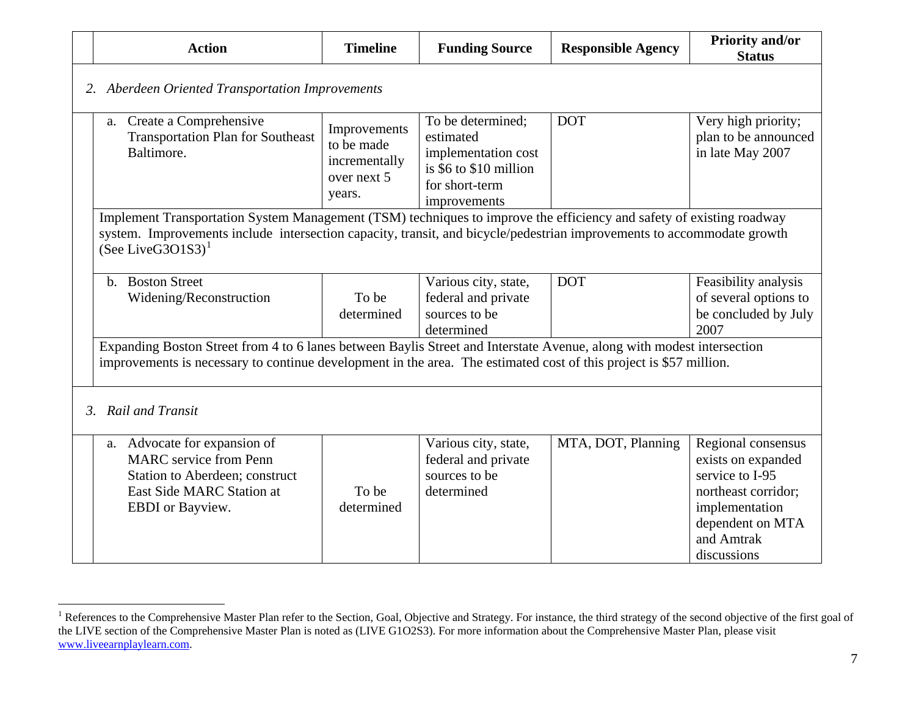| Action | Timeline | Funding Source | Responsible Agency | Priority and/or Status |
|---|---|---|---|---|
| *2. Aberdeen Oriented Transportation Improvements* | | | | |
| a. Create a Comprehensive Transportation Plan for Southeast Baltimore. | Improvements to be made incrementally over next 5 years. | To be determined; estimated implementation cost is \$6 to \$10 million for short-term improvements | DOT | Very high priority; plan to be announced in late May 2007 |
| Implement Transportation System Management (TSM) techniques to improve the efficiency and safety of existing roadway system. Improvements include intersection capacity, transit, and bicycle/pedestrian improvements to accommodate growth (See LiveG3O1S3)[1] | | | | |
| b. Boston Street Widening/Reconstruction | To be determined | Various city, state, federal and private sources to be determined | DOT | Feasibility analysis of several options to be concluded by July 2007 |
| Expanding Boston Street from 4 to 6 lanes between Baylis Street and Interstate Avenue, along with modest intersection improvements is necessary to continue development in the area. The estimated cost of this project is \$57 million. | | | | |
| *3. Rail and Transit* | | | | |
| a. Advocate for expansion of MARC service from Penn Station to Aberdeen; construct East Side MARC Station at EBDI or Bayview. | To be determined | Various city, state, federal and private sources to be determined | MTA, DOT, Planning | Regional consensus exists on expanded service to I-95 northeast corridor; implementation dependent on MTA and Amtrak discussions |

[1] References to the Comprehensive Master Plan refer to the Section, Goal, Objective and Strategy. For instance, the third strategy of the second objective of the first goal of the LIVE section of the Comprehensive Master Plan is noted as (LIVE G1O2S3). For more information about the Comprehensive Master Plan, please visit www.liveearnplaylearn.com.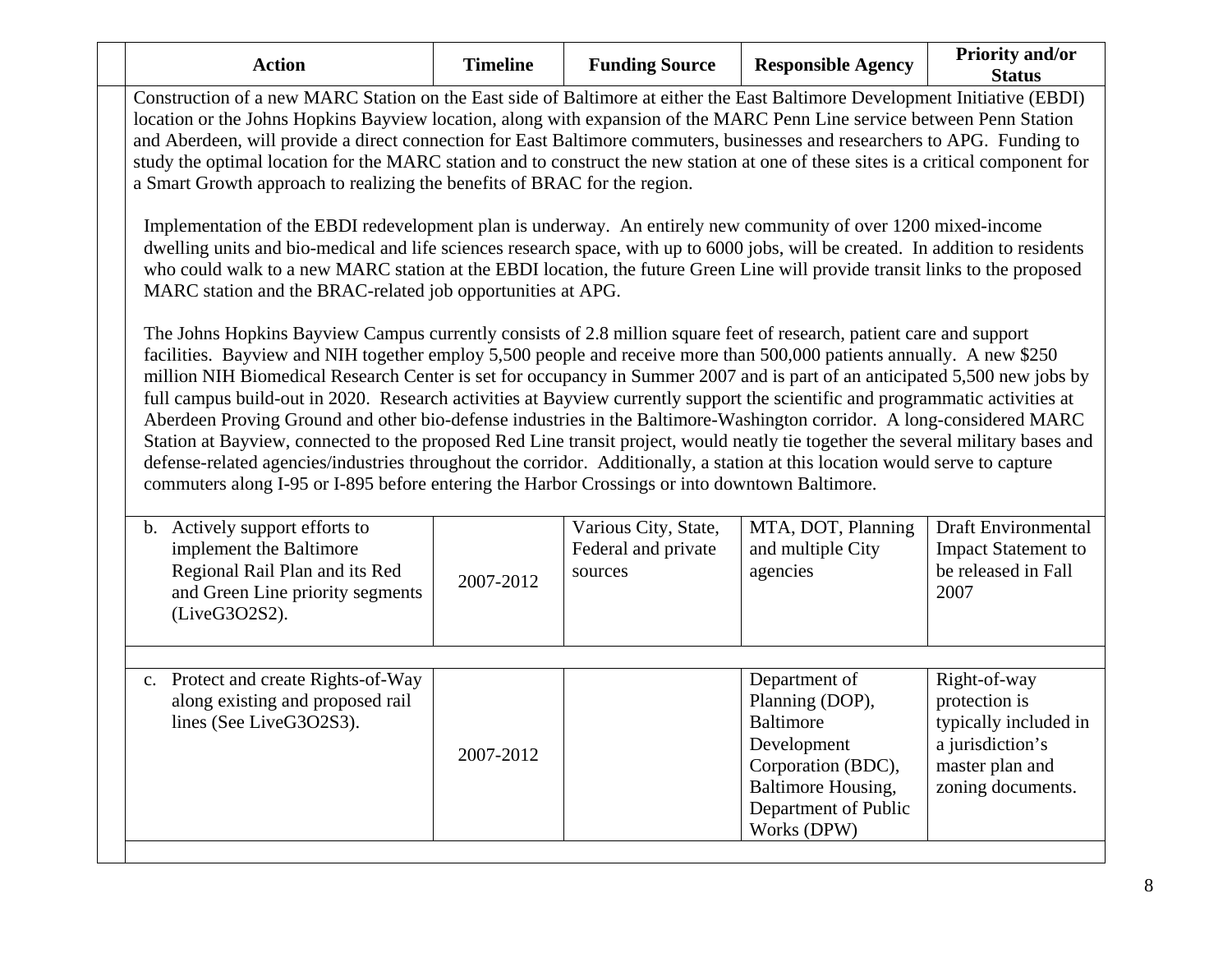| Action | Timeline | Funding Source | Responsible Agency | Priority and/or Status |
|---|---|---|---|---|

Construction of a new MARC Station on the East side of Baltimore at either the East Baltimore Development Initiative (EBDI) location or the Johns Hopkins Bayview location, along with expansion of the MARC Penn Line service between Penn Station and Aberdeen, will provide a direct connection for East Baltimore commuters, businesses and researchers to APG. Funding to study the optimal location for the MARC station and to construct the new station at one of these sites is a critical component for a Smart Growth approach to realizing the benefits of BRAC for the region.

Implementation of the EBDI redevelopment plan is underway. An entirely new community of over 1200 mixed-income dwelling units and bio-medical and life sciences research space, with up to 6000 jobs, will be created. In addition to residents who could walk to a new MARC station at the EBDI location, the future Green Line will provide transit links to the proposed MARC station and the BRAC-related job opportunities at APG.

The Johns Hopkins Bayview Campus currently consists of 2.8 million square feet of research, patient care and support facilities. Bayview and NIH together employ 5,500 people and receive more than 500,000 patients annually. A new $250 million NIH Biomedical Research Center is set for occupancy in Summer 2007 and is part of an anticipated 5,500 new jobs by full campus build-out in 2020. Research activities at Bayview currently support the scientific and programmatic activities at Aberdeen Proving Ground and other bio-defense industries in the Baltimore-Washington corridor. A long-considered MARC Station at Bayview, connected to the proposed Red Line transit project, would neatly tie together the several military bases and defense-related agencies/industries throughout the corridor. Additionally, a station at this location would serve to capture commuters along I-95 or I-895 before entering the Harbor Crossings or into downtown Baltimore.

| Action | Timeline | Funding Source | Responsible Agency | Priority and/or Status |
|---|---|---|---|---|
| b. Actively support efforts to implement the Baltimore Regional Rail Plan and its Red and Green Line priority segments (LiveG3O2S2). | 2007-2012 | Various City, State, Federal and private sources | MTA, DOT, Planning and multiple City agencies | Draft Environmental Impact Statement to be released in Fall 2007 |
| c. Protect and create Rights-of-Way along existing and proposed rail lines (See LiveG3O2S3). | 2007-2012 | | Department of Planning (DOP), Baltimore Development Corporation (BDC), Baltimore Housing, Department of Public Works (DPW) | Right-of-way protection is typically included in a jurisdiction's master plan and zoning documents. |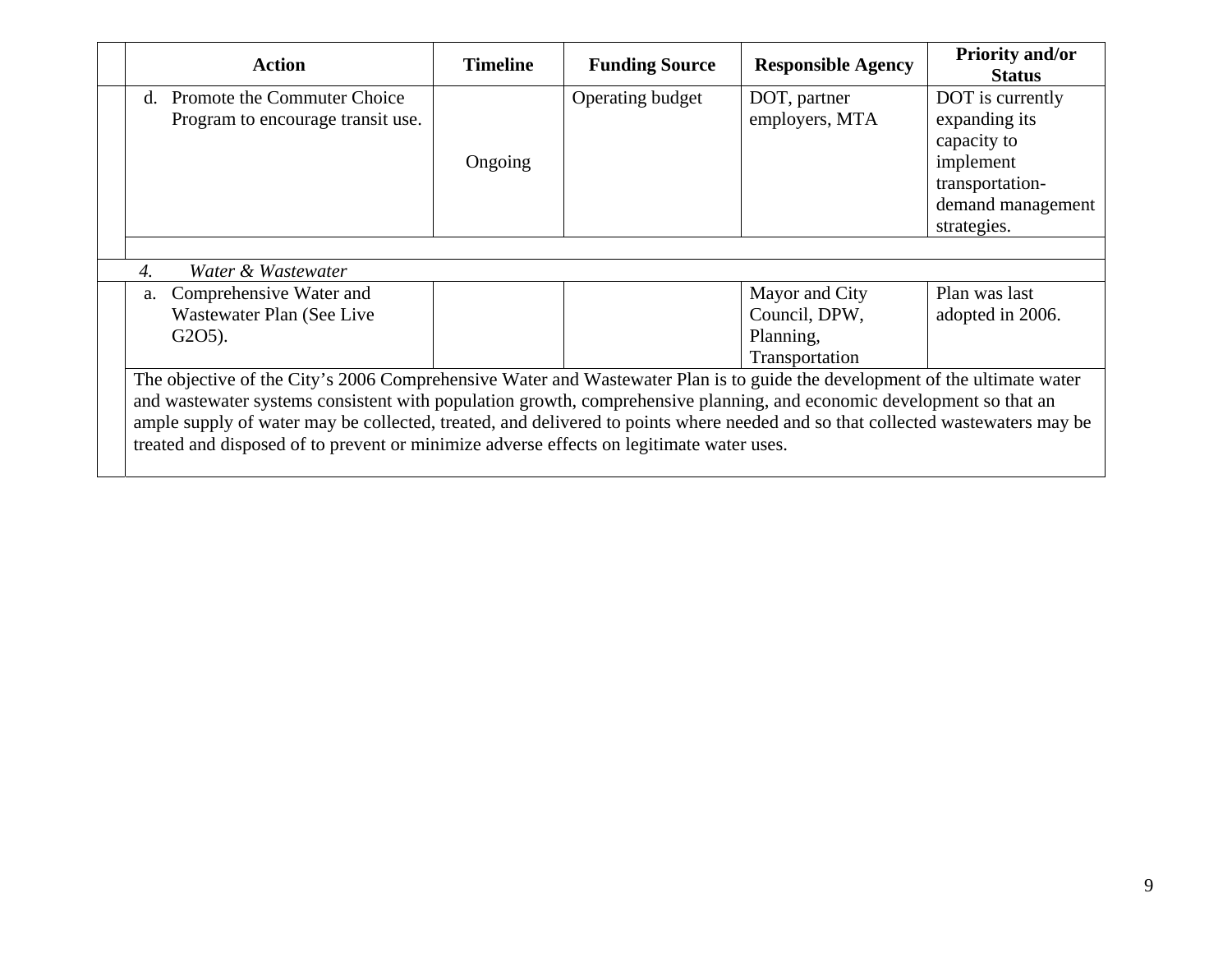| Action | Timeline | Funding Source | Responsible Agency | Priority and/or Status |
|---|---|---|---|---|
| d. Promote the Commuter Choice Program to encourage transit use. | Ongoing | Operating budget | DOT, partner employers, MTA | DOT is currently expanding its capacity to implement transportation-demand management strategies. |
| | | | | |
| *4. Water & Wastewater* | | | | |
| a. Comprehensive Water and Wastewater Plan (See Live G2O5). | | | Mayor and City Council, DPW, Planning, Transportation | Plan was last adopted in 2006. |
| The objective of the City's 2006 Comprehensive Water and Wastewater Plan is to guide the development of the ultimate water and wastewater systems consistent with population growth, comprehensive planning, and economic development so that an ample supply of water may be collected, treated, and delivered to points where needed and so that collected wastewaters may be treated and disposed of to prevent or minimize adverse effects on legitimate water uses. | | | | |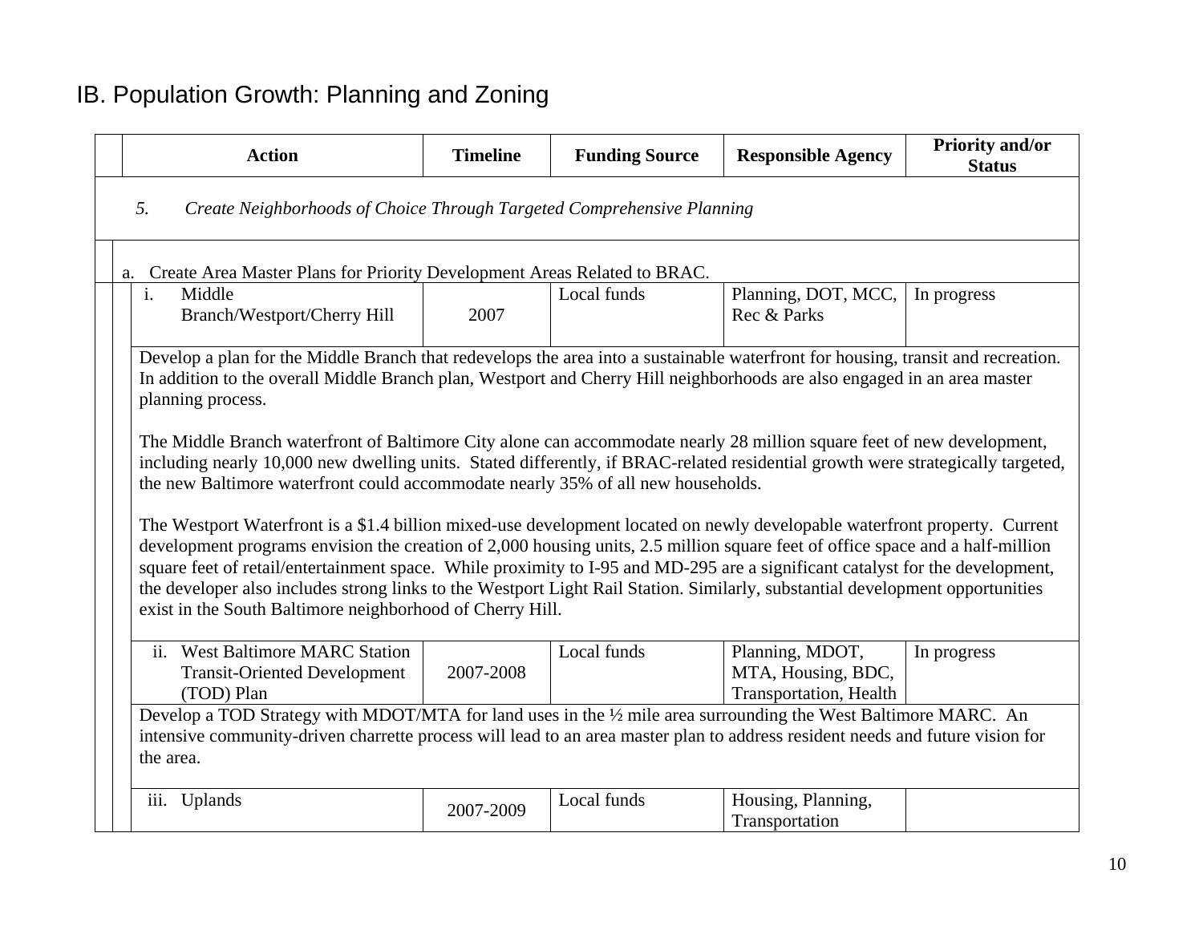# IB. Population Growth: Planning and Zoning

| Action | Timeline | Funding Source | Responsible Agency | Priority and/or Status |
|---|---|---|---|---|
| *5. Create Neighborhoods of Choice Through Targeted Comprehensive Planning* | | | | |
| a. Create Area Master Plans for Priority Development Areas Related to BRAC. | | | | |
| i. Middle Branch/Westport/Cherry Hill | 2007 | Local funds | Planning, DOT, MCC, Rec & Parks | In progress |
| Develop a plan for the Middle Branch that redevelops the area into a sustainable waterfront for housing, transit and recreation. In addition to the overall Middle Branch plan, Westport and Cherry Hill neighborhoods are also engaged in an area master planning process.<br><br>The Middle Branch waterfront of Baltimore City alone can accommodate nearly 28 million square feet of new development, including nearly 10,000 new dwelling units. Stated differently, if BRAC-related residential growth were strategically targeted, the new Baltimore waterfront could accommodate nearly 35% of all new households.<br><br>The Westport Waterfront is a $1.4 billion mixed-use development located on newly developable waterfront property. Current development programs envision the creation of 2,000 housing units, 2.5 million square feet of office space and a half-million square feet of retail/entertainment space. While proximity to I-95 and MD-295 are a significant catalyst for the development, the developer also includes strong links to the Westport Light Rail Station. Similarly, substantial development opportunities exist in the South Baltimore neighborhood of Cherry Hill. | | | | |
| ii. West Baltimore MARC Station Transit-Oriented Development (TOD) Plan | 2007-2008 | Local funds | Planning, MDOT, MTA, Housing, BDC, Transportation, Health | In progress |
| Develop a TOD Strategy with MDOT/MTA for land uses in the ½ mile area surrounding the West Baltimore MARC. An intensive community-driven charrette process will lead to an area master plan to address resident needs and future vision for the area. | | | | |
| iii. Uplands | 2007-2009 | Local funds | Housing, Planning, Transportation | |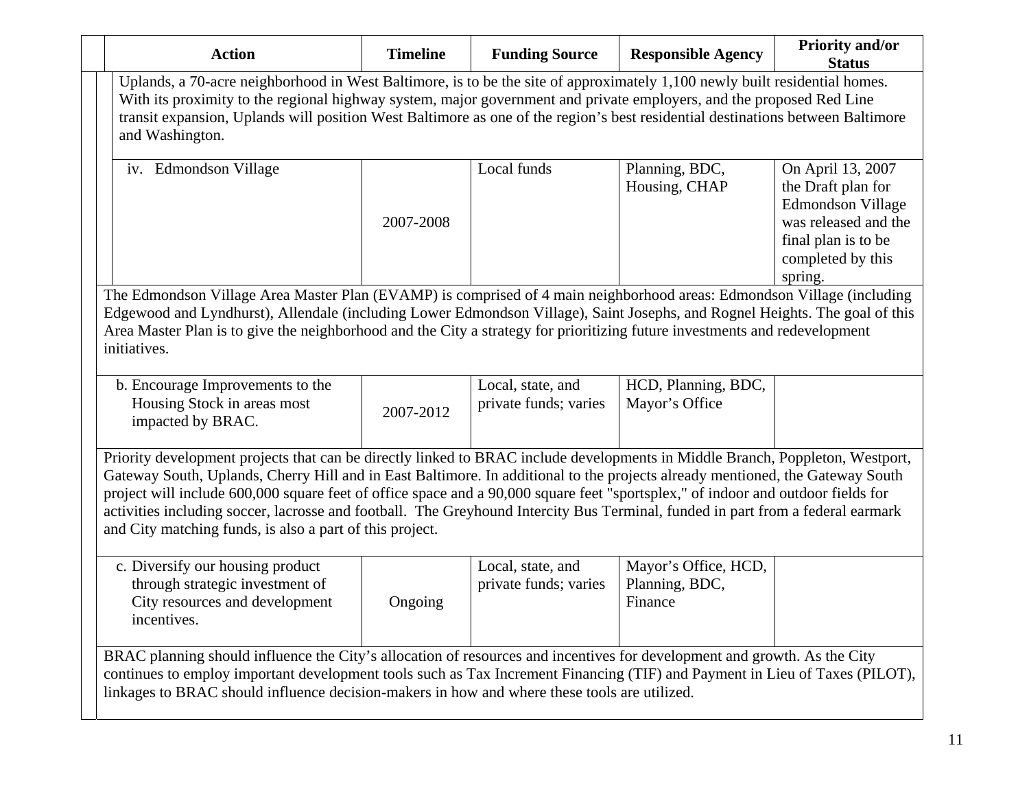| Action | Timeline | Funding Source | Responsible Agency | Priority and/or Status |
|---|---|---|---|---|
| Uplands, a 70-acre neighborhood in West Baltimore, is to be the site of approximately 1,100 newly built residential homes. With its proximity to the regional highway system, major government and private employers, and the proposed Red Line transit expansion, Uplands will position West Baltimore as one of the region's best residential destinations between Baltimore and Washington. | | | | |
| iv. Edmondson Village | 2007-2008 | Local funds | Planning, BDC, Housing, CHAP | On April 13, 2007 the Draft plan for Edmondson Village was released and the final plan is to be completed by this spring. |
| The Edmondson Village Area Master Plan (EVAMP) is comprised of 4 main neighborhood areas: Edmondson Village (including Edgewood and Lyndhurst), Allendale (including Lower Edmondson Village), Saint Josephs, and Rognel Heights. The goal of this Area Master Plan is to give the neighborhood and the City a strategy for prioritizing future investments and redevelopment initiatives. | | | | |
| b. Encourage Improvements to the Housing Stock in areas most impacted by BRAC. | 2007-2012 | Local, state, and private funds; varies | HCD, Planning, BDC, Mayor's Office | |
| Priority development projects that can be directly linked to BRAC include developments in Middle Branch, Poppleton, Westport, Gateway South, Uplands, Cherry Hill and in East Baltimore. In additional to the projects already mentioned, the Gateway South project will include 600,000 square feet of office space and a 90,000 square feet "sportsplex," of indoor and outdoor fields for activities including soccer, lacrosse and football. The Greyhound Intercity Bus Terminal, funded in part from a federal earmark and City matching funds, is also a part of this project. | | | | |
| c. Diversify our housing product through strategic investment of City resources and development incentives. | Ongoing | Local, state, and private funds; varies | Mayor's Office, HCD, Planning, BDC, Finance | |
| BRAC planning should influence the City's allocation of resources and incentives for development and growth. As the City continues to employ important development tools such as Tax Increment Financing (TIF) and Payment in Lieu of Taxes (PILOT), linkages to BRAC should influence decision-makers in how and where these tools are utilized. | | | | |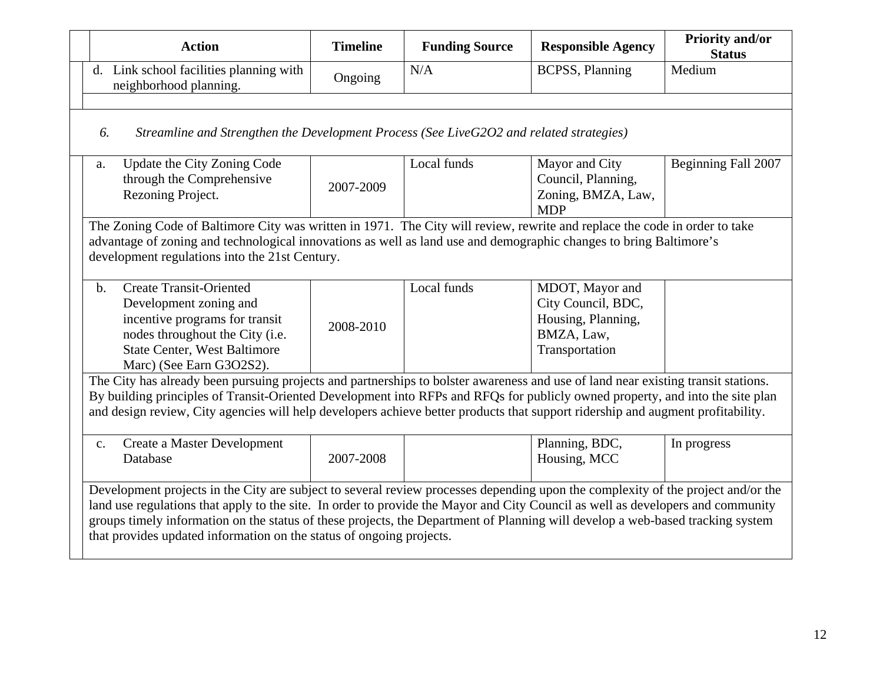| Action | Timeline | Funding Source | Responsible Agency | Priority and/or Status |
|---|---|---|---|---|
| d. Link school facilities planning with neighborhood planning. | Ongoing | N/A | BCPSS, Planning | Medium |
| *6. Streamline and Strengthen the Development Process (See LiveG2O2 and related strategies)* | | | | |
| a. Update the City Zoning Code through the Comprehensive Rezoning Project. | 2007-2009 | Local funds | Mayor and City Council, Planning, Zoning, BMZA, Law, MDP | Beginning Fall 2007 |
| The Zoning Code of Baltimore City was written in 1971. The City will review, rewrite and replace the code in order to take advantage of zoning and technological innovations as well as land use and demographic changes to bring Baltimore's development regulations into the 21st Century. | | | | |
| b. Create Transit-Oriented Development zoning and incentive programs for transit nodes throughout the City (i.e. State Center, West Baltimore Marc) (See Earn G3O2S2). | 2008-2010 | Local funds | MDOT, Mayor and City Council, BDC, Housing, Planning, BMZA, Law, Transportation | |
| The City has already been pursuing projects and partnerships to bolster awareness and use of land near existing transit stations. By building principles of Transit-Oriented Development into RFPs and RFQs for publicly owned property, and into the site plan and design review, City agencies will help developers achieve better products that support ridership and augment profitability. | | | | |
| c. Create a Master Development Database | 2007-2008 | | Planning, BDC, Housing, MCC | In progress |
| Development projects in the City are subject to several review processes depending upon the complexity of the project and/or the land use regulations that apply to the site. In order to provide the Mayor and City Council as well as developers and community groups timely information on the status of these projects, the Department of Planning will develop a web-based tracking system that provides updated information on the status of ongoing projects. | | | | |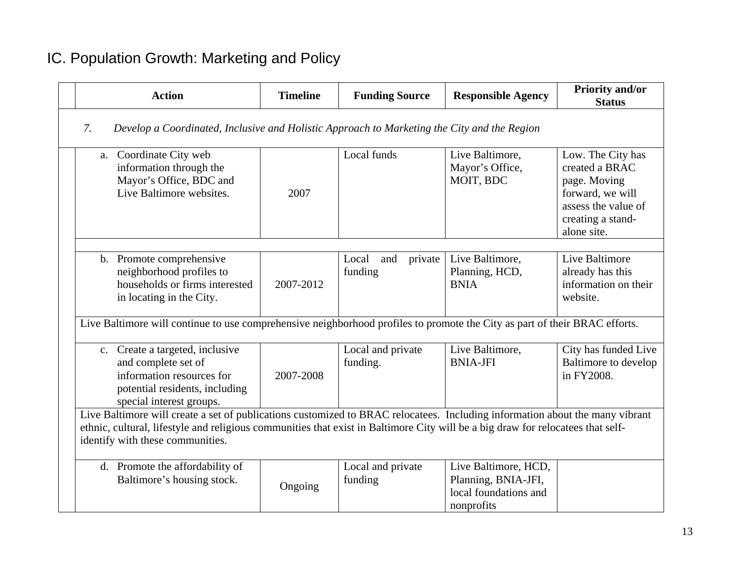# IC. Population Growth: Marketing and Policy

| | Action | Timeline | Funding Source | Responsible Agency | Priority and/or Status |
|---|---|---|---|---|---|
| *7. Develop a Coordinated, Inclusive and Holistic Approach to Marketing the City and the Region* | | | | | |
| | a. Coordinate City web information through the Mayor's Office, BDC and Live Baltimore websites. | 2007 | Local funds | Live Baltimore, Mayor's Office, MOIT, BDC | Low. The City has created a BRAC page. Moving forward, we will assess the value of creating a stand-alone site. |
| | | | | | |
| | b. Promote comprehensive neighborhood profiles to households or firms interested in locating in the City. | 2007-2012 | Local and private funding | Live Baltimore, Planning, HCD, BNIA | Live Baltimore already has this information on their website. |
| | Live Baltimore will continue to use comprehensive neighborhood profiles to promote the City as part of their BRAC efforts. | | | | |
| | c. Create a targeted, inclusive and complete set of information resources for potential residents, including special interest groups. | 2007-2008 | Local and private funding. | Live Baltimore, BNIA-JFI | City has funded Live Baltimore to develop in FY2008. |
| | Live Baltimore will create a set of publications customized to BRAC relocatees. Including information about the many vibrant ethnic, cultural, lifestyle and religious communities that exist in Baltimore City will be a big draw for relocatees that self-identify with these communities. | | | | |
| | d. Promote the affordability of Baltimore's housing stock. | Ongoing | Local and private funding | Live Baltimore, HCD, Planning, BNIA-JFI, local foundations and nonprofits | |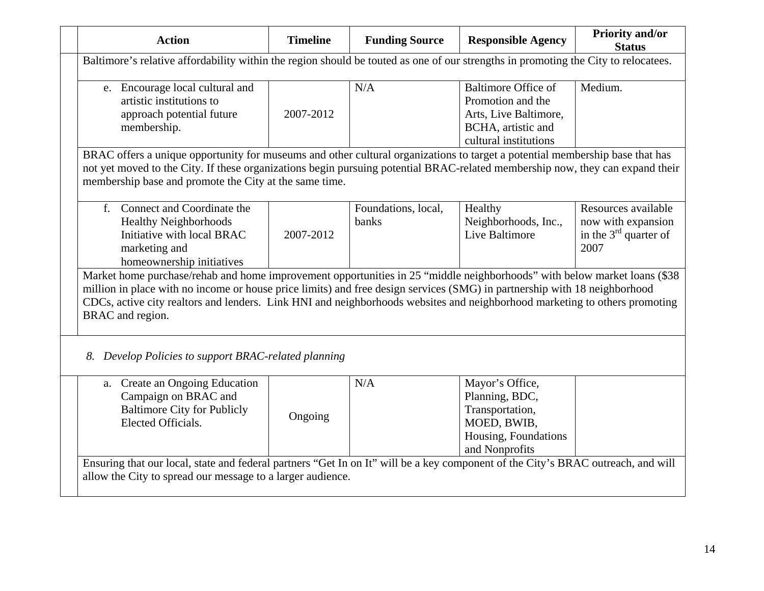| Action | Timeline | Funding Source | Responsible Agency | Priority and/or Status |
|---|---|---|---|---|
| Baltimore's relative affordability within the region should be touted as one of our strengths in promoting the City to relocatees. | | | | |
| e. Encourage local cultural and artistic institutions to approach potential future membership. | 2007-2012 | N/A | Baltimore Office of Promotion and the Arts, Live Baltimore, BCHA, artistic and cultural institutions | Medium. |
| BRAC offers a unique opportunity for museums and other cultural organizations to target a potential membership base that has not yet moved to the City. If these organizations begin pursuing potential BRAC-related membership now, they can expand their membership base and promote the City at the same time. | | | | |
| f. Connect and Coordinate the Healthy Neighborhoods Initiative with local BRAC marketing and homeownership initiatives | 2007-2012 | Foundations, local, banks | Healthy Neighborhoods, Inc., Live Baltimore | Resources available now with expansion in the 3rd quarter of 2007 |
| Market home purchase/rehab and home improvement opportunities in 25 "middle neighborhoods" with below market loans ($38 million in place with no income or house price limits) and free design services (SMG) in partnership with 18 neighborhood CDCs, active city realtors and lenders. Link HNI and neighborhoods websites and neighborhood marketing to others promoting BRAC and region. | | | | |
| *8. Develop Policies to support BRAC-related planning* | | | | |
| a. Create an Ongoing Education Campaign on BRAC and Baltimore City for Publicly Elected Officials. | Ongoing | N/A | Mayor's Office, Planning, BDC, Transportation, MOED, BWIB, Housing, Foundations and Nonprofits | |
| Ensuring that our local, state and federal partners "Get In on It" will be a key component of the City's BRAC outreach, and will allow the City to spread our message to a larger audience. | | | | |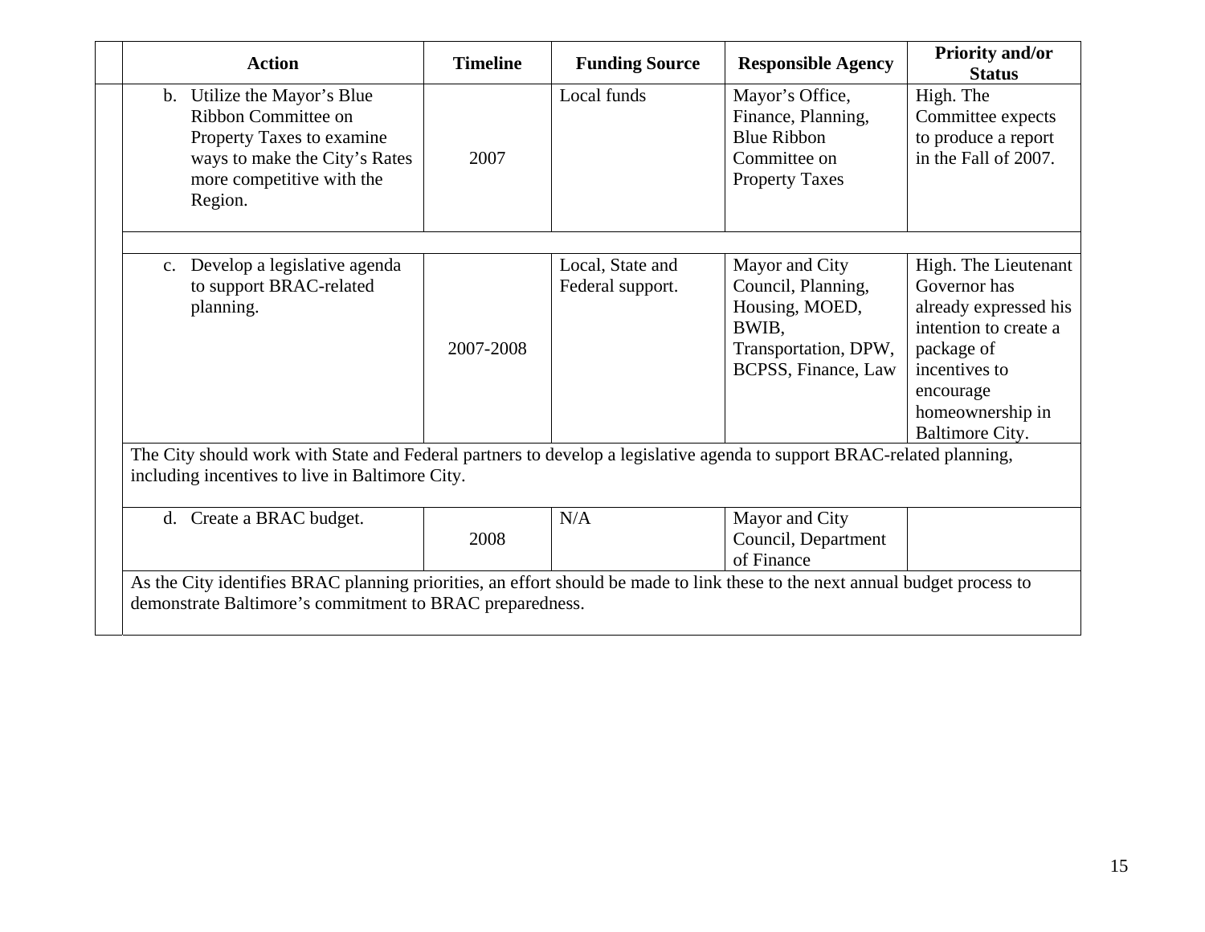| Action | Timeline | Funding Source | Responsible Agency | Priority and/or Status |
|---|---|---|---|---|
| b. Utilize the Mayor's Blue Ribbon Committee on Property Taxes to examine ways to make the City's Rates more competitive with the Region. | 2007 | Local funds | Mayor's Office, Finance, Planning, Blue Ribbon Committee on Property Taxes | High. The Committee expects to produce a report in the Fall of 2007. |
| | | | | |
| c. Develop a legislative agenda to support BRAC-related planning. | 2007-2008 | Local, State and Federal support. | Mayor and City Council, Planning, Housing, MOED, BWIB, Transportation, DPW, BCPSS, Finance, Law | High. The Lieutenant Governor has already expressed his intention to create a package of incentives to encourage homeownership in Baltimore City. |
| The City should work with State and Federal partners to develop a legislative agenda to support BRAC-related planning, including incentives to live in Baltimore City. | | | | |
| d. Create a BRAC budget. | 2008 | N/A | Mayor and City Council, Department of Finance | |
| As the City identifies BRAC planning priorities, an effort should be made to link these to the next annual budget process to demonstrate Baltimore's commitment to BRAC preparedness. | | | | |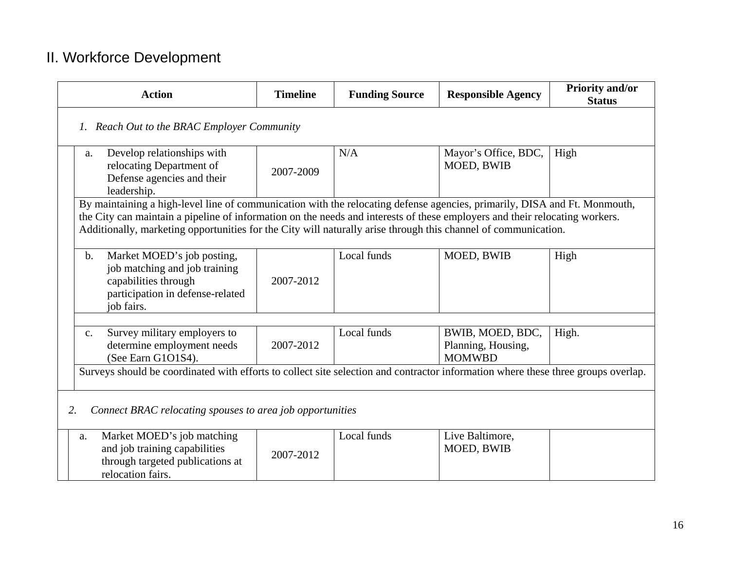## II. Workforce Development

| Action | Timeline | Funding Source | Responsible Agency | Priority and/or Status |
|---|---|---|---|---|
| *1. Reach Out to the BRAC Employer Community* | | | | |
| a. Develop relationships with relocating Department of Defense agencies and their leadership. | 2007-2009 | N/A | Mayor's Office, BDC, MOED, BWIB | High |
| By maintaining a high-level line of communication with the relocating defense agencies, primarily, DISA and Ft. Monmouth, the City can maintain a pipeline of information on the needs and interests of these employers and their relocating workers. Additionally, marketing opportunities for the City will naturally arise through this channel of communication. | | | | |
| b. Market MOED's job posting, job matching and job training capabilities through participation in defense-related job fairs. | 2007-2012 | Local funds | MOED, BWIB | High |
| c. Survey military employers to determine employment needs (See Earn G1O1S4). | 2007-2012 | Local funds | BWIB, MOED, BDC, Planning, Housing, MOMWBD | High. |
| Surveys should be coordinated with efforts to collect site selection and contractor information where these three groups overlap. | | | | |
| *2. Connect BRAC relocating spouses to area job opportunities* | | | | |
| a. Market MOED's job matching and job training capabilities through targeted publications at relocation fairs. | 2007-2012 | Local funds | Live Baltimore, MOED, BWIB | |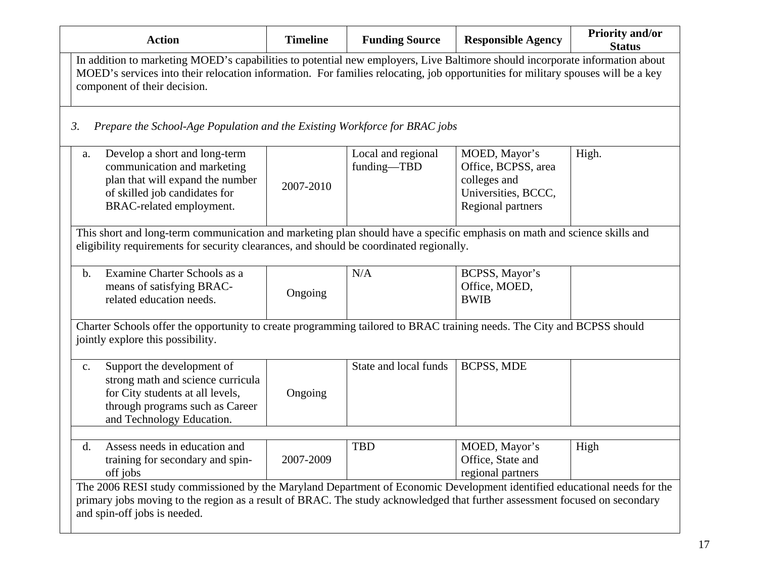| Action | Timeline | Funding Source | Responsible Agency | Priority and/or Status |
|---|---|---|---|---|
| In addition to marketing MOED's capabilities to potential new employers, Live Baltimore should incorporate information about MOED's services into their relocation information. For families relocating, job opportunities for military spouses will be a key component of their decision. | | | | |
| *3. Prepare the School-Age Population and the Existing Workforce for BRAC jobs* | | | | |
| a. Develop a short and long-term communication and marketing plan that will expand the number of skilled job candidates for BRAC-related employment. | 2007-2010 | Local and regional funding—TBD | MOED, Mayor's Office, BCPSS, area colleges and Universities, BCCC, Regional partners | High. |
| This short and long-term communication and marketing plan should have a specific emphasis on math and science skills and eligibility requirements for security clearances, and should be coordinated regionally. | | | | |
| b. Examine Charter Schools as a means of satisfying BRAC-related education needs. | Ongoing | N/A | BCPSS, Mayor's Office, MOED, BWIB | |
| Charter Schools offer the opportunity to create programming tailored to BRAC training needs. The City and BCPSS should jointly explore this possibility. | | | | |
| c. Support the development of strong math and science curricula for City students at all levels, through programs such as Career and Technology Education. | Ongoing | State and local funds | BCPSS, MDE | |
| d. Assess needs in education and training for secondary and spin-off jobs | 2007-2009 | TBD | MOED, Mayor's Office, State and regional partners | High |
| The 2006 RESI study commissioned by the Maryland Department of Economic Development identified educational needs for the primary jobs moving to the region as a result of BRAC. The study acknowledged that further assessment focused on secondary and spin-off jobs is needed. | | | | |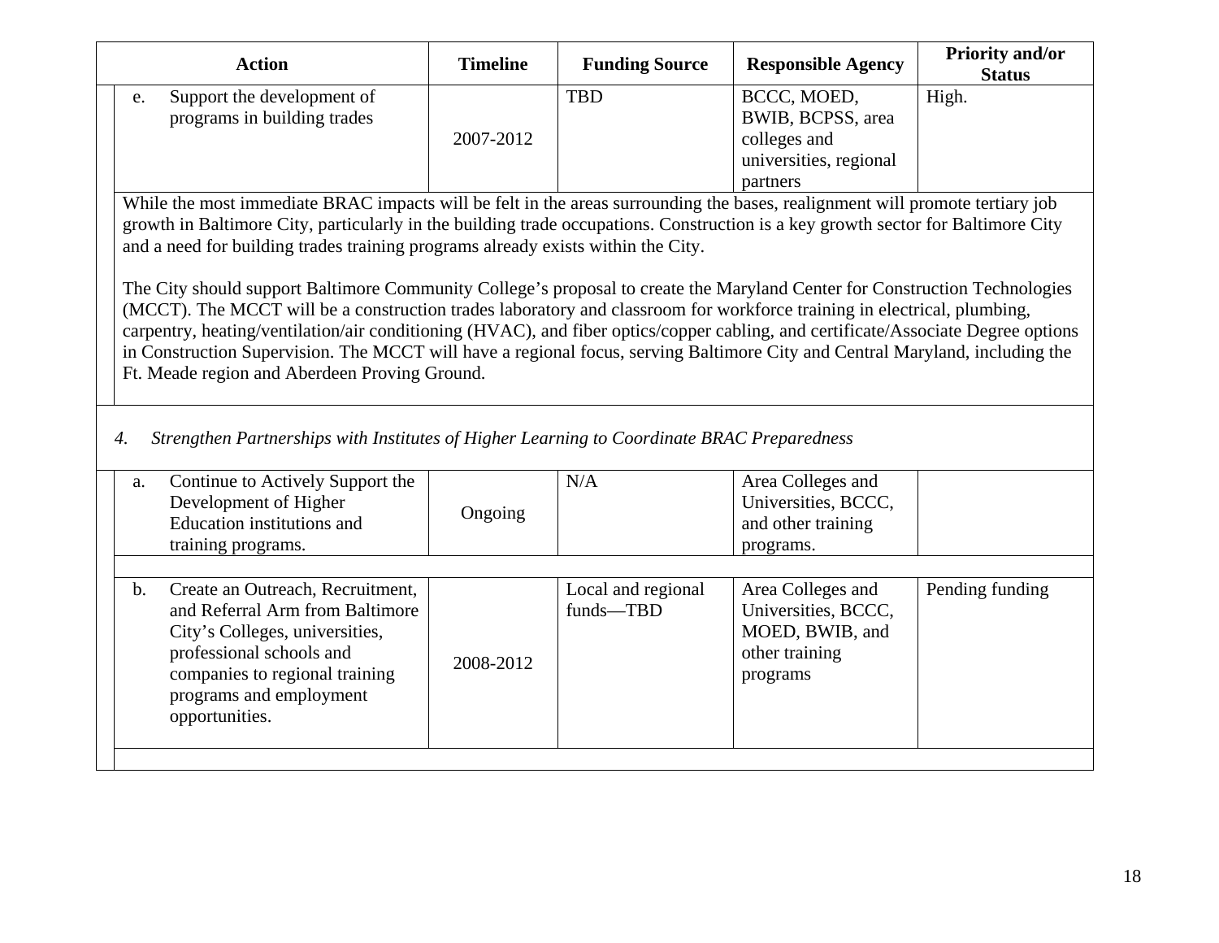| Action | Timeline | Funding Source | Responsible Agency | Priority and/or Status |
|---|---|---|---|---|
| e. Support the development of programs in building trades | 2007-2012 | TBD | BCCC, MOED, BWIB, BCPSS, area colleges and universities, regional partners | High. |

While the most immediate BRAC impacts will be felt in the areas surrounding the bases, realignment will promote tertiary job growth in Baltimore City, particularly in the building trade occupations. Construction is a key growth sector for Baltimore City and a need for building trades training programs already exists within the City.

The City should support Baltimore Community College's proposal to create the Maryland Center for Construction Technologies (MCCT). The MCCT will be a construction trades laboratory and classroom for workforce training in electrical, plumbing, carpentry, heating/ventilation/air conditioning (HVAC), and fiber optics/copper cabling, and certificate/Associate Degree options in Construction Supervision. The MCCT will have a regional focus, serving Baltimore City and Central Maryland, including the Ft. Meade region and Aberdeen Proving Ground.

*4. Strengthen Partnerships with Institutes of Higher Learning to Coordinate BRAC Preparedness*

| Action | Timeline | Funding Source | Responsible Agency | Priority and/or Status |
|---|---|---|---|---|
| a. Continue to Actively Support the Development of Higher Education institutions and training programs. | Ongoing | N/A | Area Colleges and Universities, BCCC, and other training programs. | |
| b. Create an Outreach, Recruitment, and Referral Arm from Baltimore City's Colleges, universities, professional schools and companies to regional training programs and employment opportunities. | 2008-2012 | Local and regional funds—TBD | Area Colleges and Universities, BCCC, MOED, BWIB, and other training programs | Pending funding |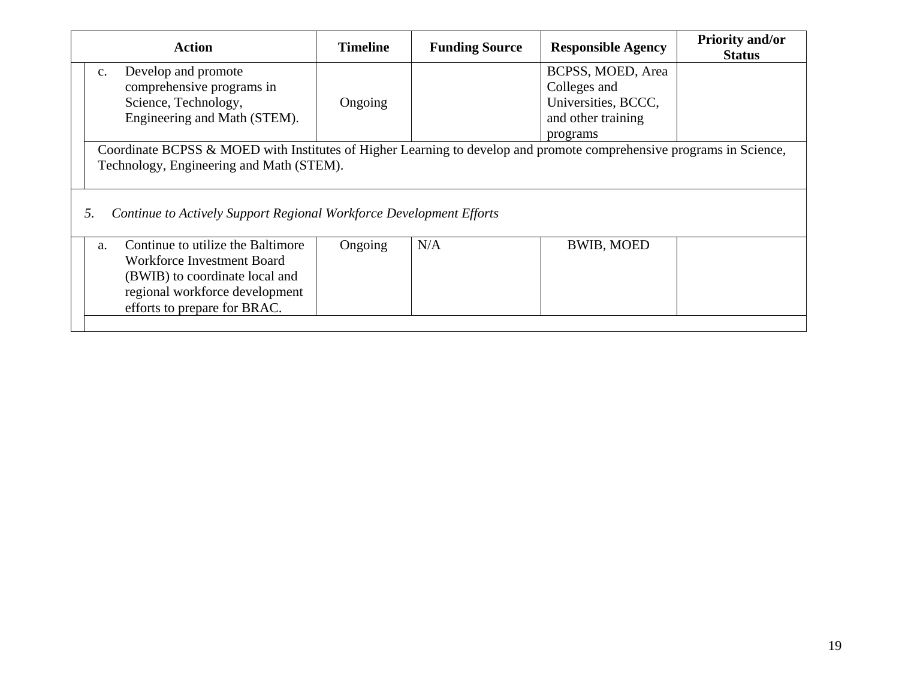| Action | Timeline | Funding Source | Responsible Agency | Priority and/or Status |
|---|---|---|---|---|
| c. Develop and promote comprehensive programs in Science, Technology, Engineering and Math (STEM). | Ongoing | | BCPSS, MOED, Area Colleges and Universities, BCCC, and other training programs | |
| Coordinate BCPSS & MOED with Institutes of Higher Learning to develop and promote comprehensive programs in Science, Technology, Engineering and Math (STEM). | | | | |
| *5. Continue to Actively Support Regional Workforce Development Efforts* | | | | |
| a. Continue to utilize the Baltimore Workforce Investment Board (BWIB) to coordinate local and regional workforce development efforts to prepare for BRAC. | Ongoing | N/A | BWIB, MOED | |
| | | | | |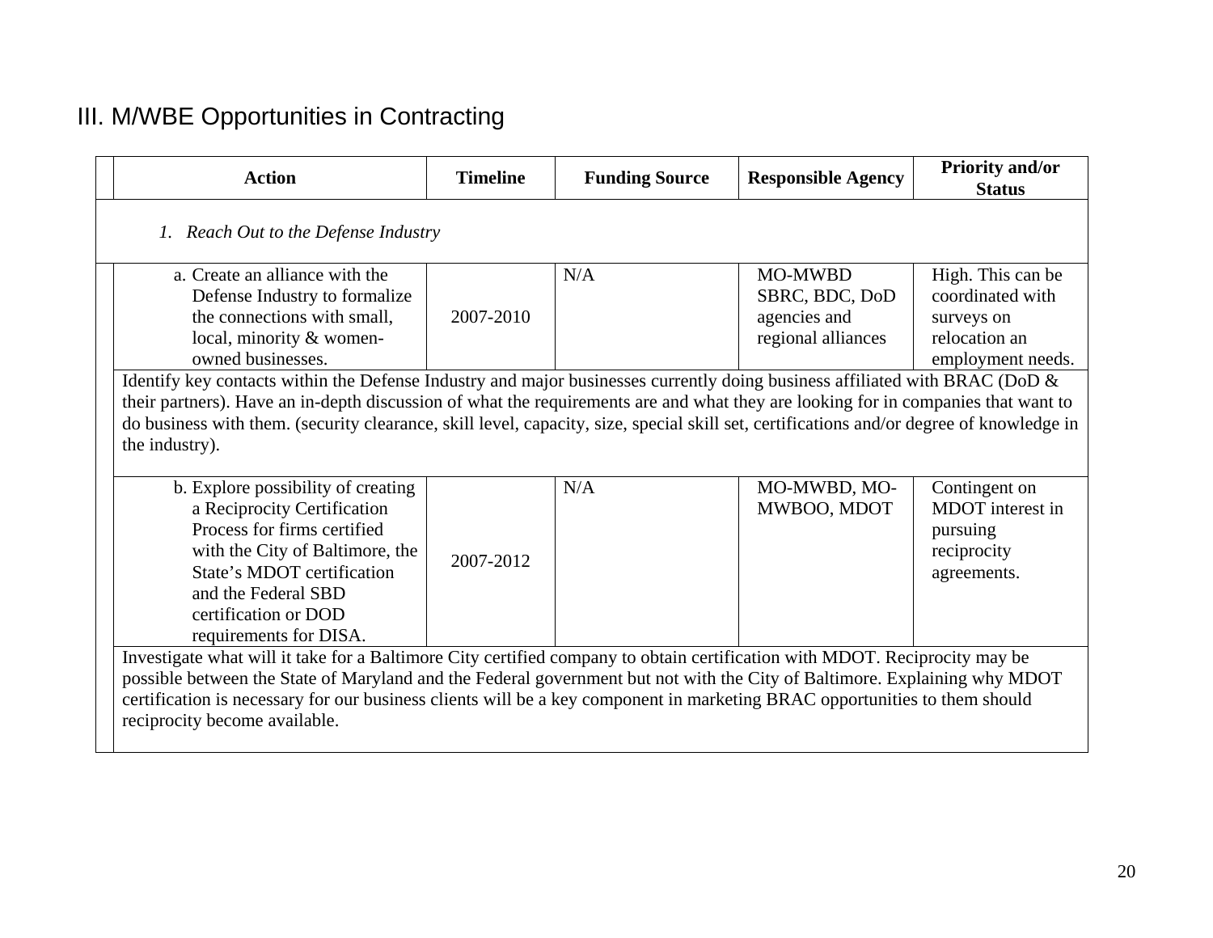# III. M/WBE Opportunities in Contracting

| Action | Timeline | Funding Source | Responsible Agency | Priority and/or Status |
|---|---|---|---|---|
| *1. Reach Out to the Defense Industry* | | | | |
| a. Create an alliance with the Defense Industry to formalize the connections with small, local, minority & women-owned businesses. | 2007-2010 | N/A | MO-MWBD SBRC, BDC, DoD agencies and regional alliances | High. This can be coordinated with surveys on relocation an employment needs. |
| Identify key contacts within the Defense Industry and major businesses currently doing business affiliated with BRAC (DoD & their partners). Have an in-depth discussion of what the requirements are and what they are looking for in companies that want to do business with them. (security clearance, skill level, capacity, size, special skill set, certifications and/or degree of knowledge in the industry). | | | | |
| b. Explore possibility of creating a Reciprocity Certification Process for firms certified with the City of Baltimore, the State's MDOT certification and the Federal SBD certification or DOD requirements for DISA. | 2007-2012 | N/A | MO-MWBD, MO-MWBOO, MDOT | Contingent on MDOT interest in pursuing reciprocity agreements. |
| Investigate what will it take for a Baltimore City certified company to obtain certification with MDOT. Reciprocity may be possible between the State of Maryland and the Federal government but not with the City of Baltimore. Explaining why MDOT certification is necessary for our business clients will be a key component in marketing BRAC opportunities to them should reciprocity become available. | | | | |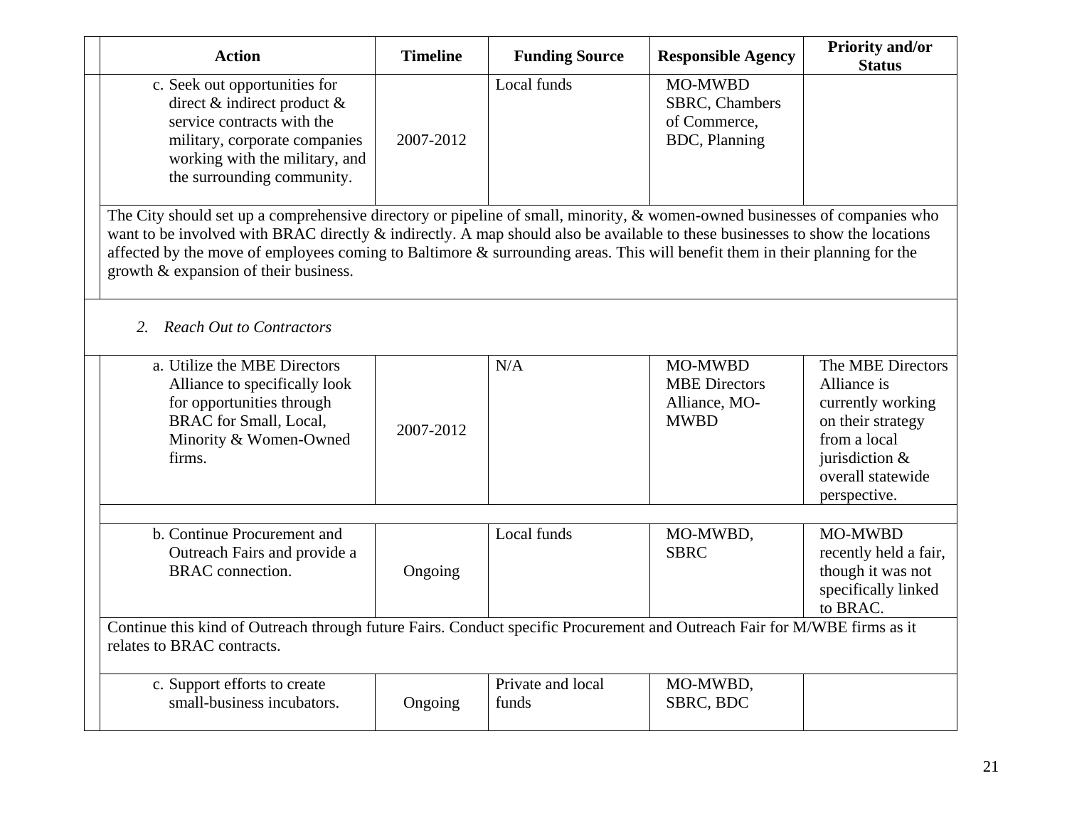| Action | Timeline | Funding Source | Responsible Agency | Priority and/or Status |
|---|---|---|---|---|
| c. Seek out opportunities for direct & indirect product & service contracts with the military, corporate companies working with the military, and the surrounding community. | 2007-2012 | Local funds | MO-MWBD SBRC, Chambers of Commerce, BDC, Planning | |
| The City should set up a comprehensive directory or pipeline of small, minority, & women-owned businesses of companies who want to be involved with BRAC directly & indirectly. A map should also be available to these businesses to show the locations affected by the move of employees coming to Baltimore & surrounding areas. This will benefit them in their planning for the growth & expansion of their business. | | | | |
| *2. Reach Out to Contractors* | | | | |
| a. Utilize the MBE Directors Alliance to specifically look for opportunities through BRAC for Small, Local, Minority & Women-Owned firms. | 2007-2012 | N/A | MO-MWBD MBE Directors Alliance, MO-MWBD | The MBE Directors Alliance is currently working on their strategy from a local jurisdiction & overall statewide perspective. |
| b. Continue Procurement and Outreach Fairs and provide a BRAC connection. | Ongoing | Local funds | MO-MWBD, SBRC | MO-MWBD recently held a fair, though it was not specifically linked to BRAC. |
| Continue this kind of Outreach through future Fairs. Conduct specific Procurement and Outreach Fair for M/WBE firms as it relates to BRAC contracts. | | | | |
| c. Support efforts to create small-business incubators. | Ongoing | Private and local funds | MO-MWBD, SBRC, BDC | |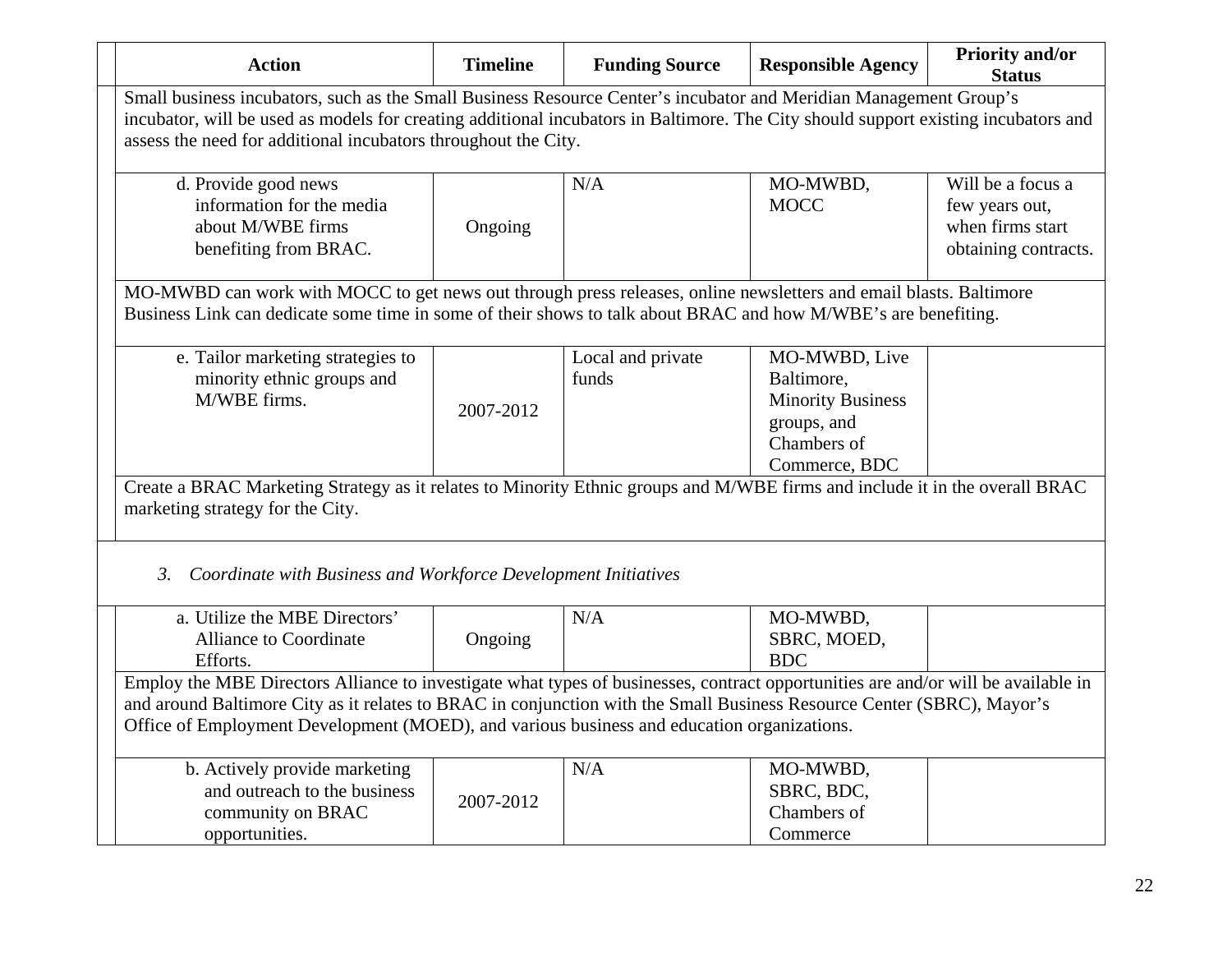| Action | Timeline | Funding Source | Responsible Agency | Priority and/or Status |
|---|---|---|---|---|
| Small business incubators, such as the Small Business Resource Center's incubator and Meridian Management Group's incubator, will be used as models for creating additional incubators in Baltimore. The City should support existing incubators and assess the need for additional incubators throughout the City. | | | | |
| d. Provide good news information for the media about M/WBE firms benefiting from BRAC. | Ongoing | N/A | MO-MWBD, MOCC | Will be a focus a few years out, when firms start obtaining contracts. |
| MO-MWBD can work with MOCC to get news out through press releases, online newsletters and email blasts. Baltimore Business Link can dedicate some time in some of their shows to talk about BRAC and how M/WBE's are benefiting. | | | | |
| e. Tailor marketing strategies to minority ethnic groups and M/WBE firms. | 2007-2012 | Local and private funds | MO-MWBD, Live Baltimore, Minority Business groups, and Chambers of Commerce, BDC | |
| Create a BRAC Marketing Strategy as it relates to Minority Ethnic groups and M/WBE firms and include it in the overall BRAC marketing strategy for the City. | | | | |
| *3. Coordinate with Business and Workforce Development Initiatives* | | | | |
| a. Utilize the MBE Directors' Alliance to Coordinate Efforts. | Ongoing | N/A | MO-MWBD, SBRC, MOED, BDC | |
| Employ the MBE Directors Alliance to investigate what types of businesses, contract opportunities are and/or will be available in and around Baltimore City as it relates to BRAC in conjunction with the Small Business Resource Center (SBRC), Mayor's Office of Employment Development (MOED), and various business and education organizations. | | | | |
| b. Actively provide marketing and outreach to the business community on BRAC opportunities. | 2007-2012 | N/A | MO-MWBD, SBRC, BDC, Chambers of Commerce | |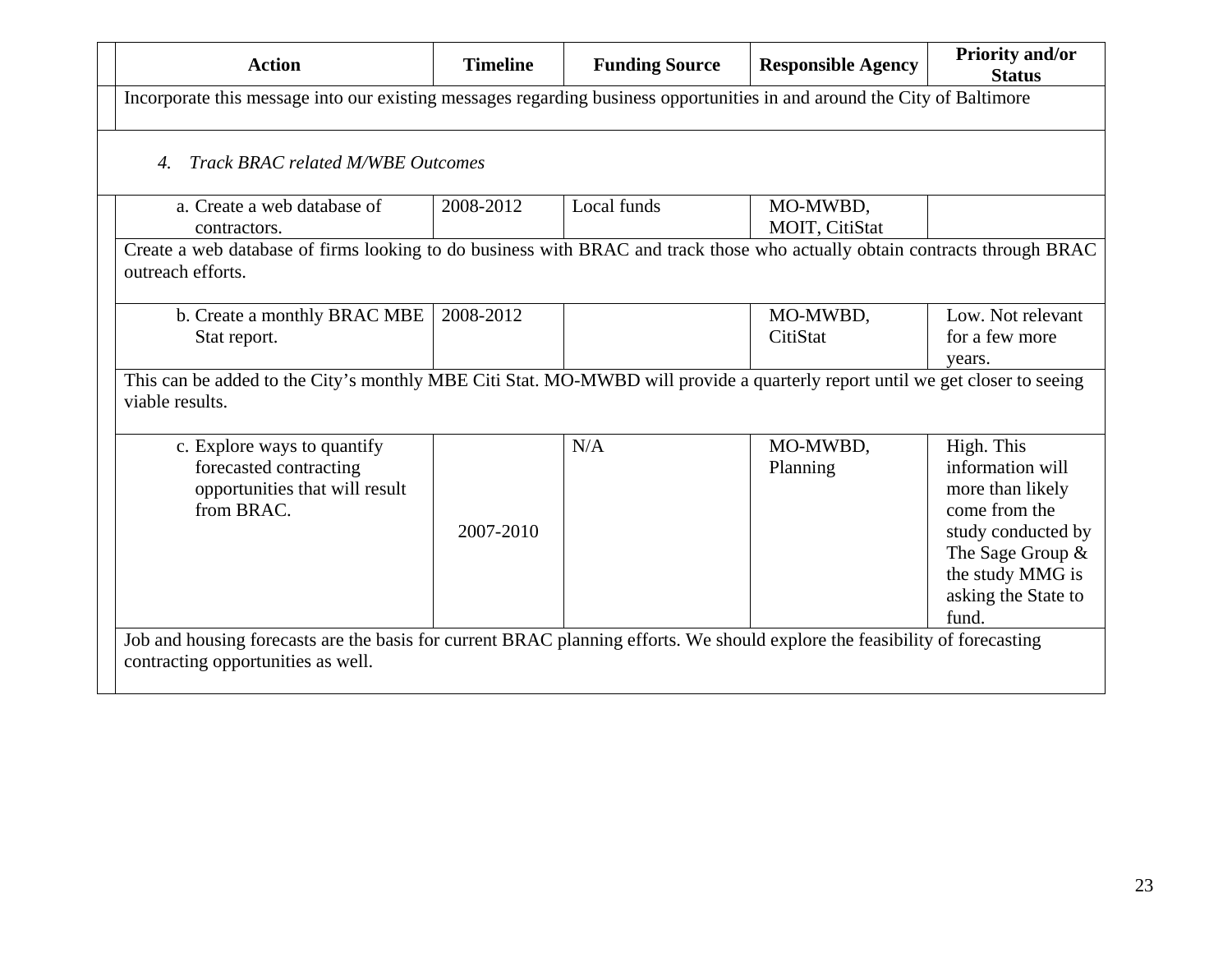| Action | Timeline | Funding Source | Responsible Agency | Priority and/or Status |
|---|---|---|---|---|
| Incorporate this message into our existing messages regarding business opportunities in and around the City of Baltimore | | | | |
| *4. Track BRAC related M/WBE Outcomes* | | | | |
| a. Create a web database of contractors. | 2008-2012 | Local funds | MO-MWBD, MOIT, CitiStat | |
| Create a web database of firms looking to do business with BRAC and track those who actually obtain contracts through BRAC outreach efforts. | | | | |
| b. Create a monthly BRAC MBE Stat report. | 2008-2012 | | MO-MWBD, CitiStat | Low. Not relevant for a few more years. |
| This can be added to the City's monthly MBE Citi Stat. MO-MWBD will provide a quarterly report until we get closer to seeing viable results. | | | | |
| c. Explore ways to quantify forecasted contracting opportunities that will result from BRAC. | 2007-2010 | N/A | MO-MWBD, Planning | High. This information will more than likely come from the study conducted by The Sage Group & the study MMG is asking the State to fund. |
| Job and housing forecasts are the basis for current BRAC planning efforts. We should explore the feasibility of forecasting contracting opportunities as well. | | | | |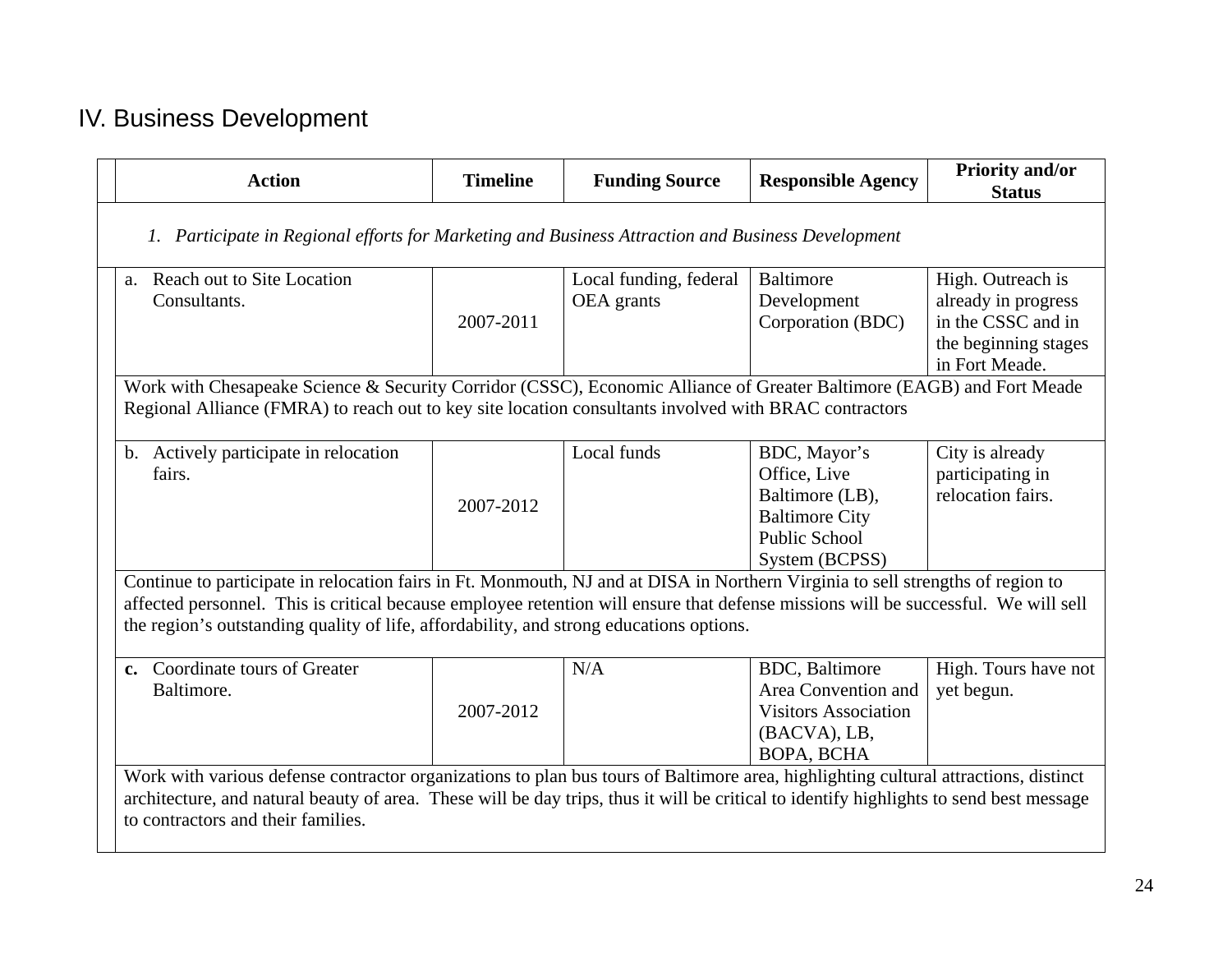## IV. Business Development

| Action | Timeline | Funding Source | Responsible Agency | Priority and/or Status |
|---|---|---|---|---|
| *1. Participate in Regional efforts for Marketing and Business Attraction and Business Development* | | | | |
| a. Reach out to Site Location Consultants. | 2007-2011 | Local funding, federal OEA grants | Baltimore Development Corporation (BDC) | High. Outreach is already in progress in the CSSC and in the beginning stages in Fort Meade. |
| Work with Chesapeake Science & Security Corridor (CSSC), Economic Alliance of Greater Baltimore (EAGB) and Fort Meade Regional Alliance (FMRA) to reach out to key site location consultants involved with BRAC contractors | | | | |
| b. Actively participate in relocation fairs. | 2007-2012 | Local funds | BDC, Mayor's Office, Live Baltimore (LB), Baltimore City Public School System (BCPSS) | City is already participating in relocation fairs. |
| Continue to participate in relocation fairs in Ft. Monmouth, NJ and at DISA in Northern Virginia to sell strengths of region to affected personnel. This is critical because employee retention will ensure that defense missions will be successful. We will sell the region's outstanding quality of life, affordability, and strong educations options. | | | | |
| **c.** Coordinate tours of Greater Baltimore. | 2007-2012 | N/A | BDC, Baltimore Area Convention and Visitors Association (BACVA), LB, BOPA, BCHA | High. Tours have not yet begun. |
| Work with various defense contractor organizations to plan bus tours of Baltimore area, highlighting cultural attractions, distinct architecture, and natural beauty of area. These will be day trips, thus it will be critical to identify highlights to send best message to contractors and their families. | | | | |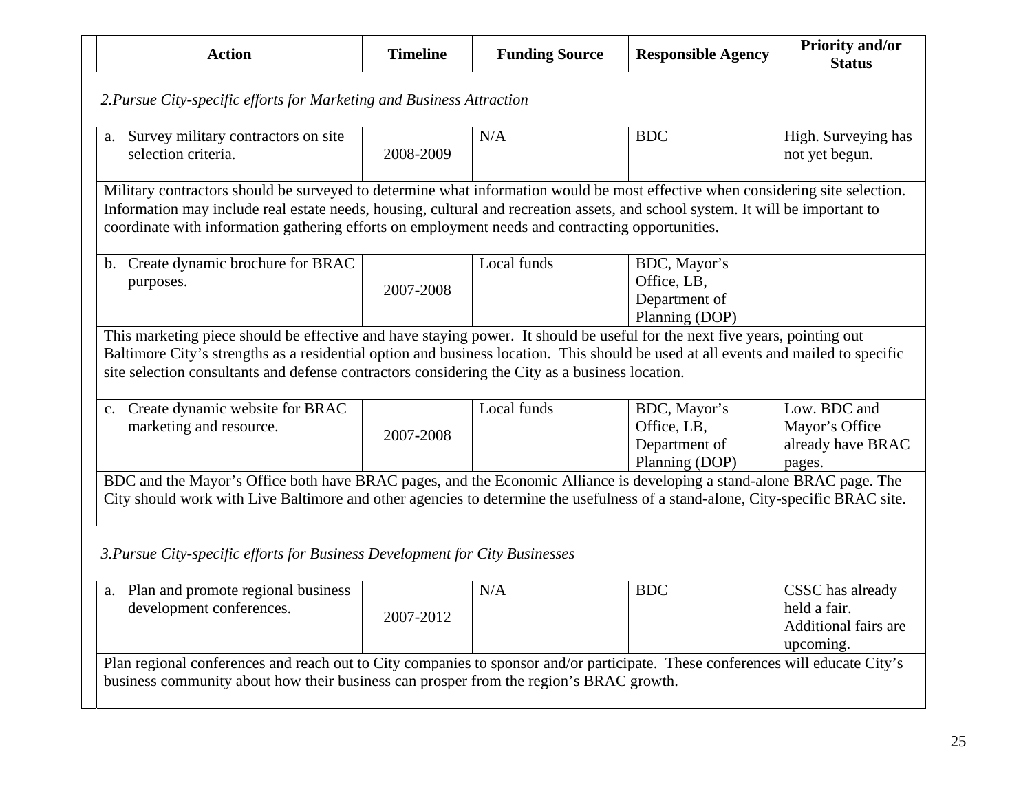| Action | Timeline | Funding Source | Responsible Agency | Priority and/or Status |
|---|---|---|---|---|
| *2.Pursue City-specific efforts for Marketing and Business Attraction* | | | | |
| a. Survey military contractors on site selection criteria. | 2008-2009 | N/A | BDC | High. Surveying has not yet begun. |
| Military contractors should be surveyed to determine what information would be most effective when considering site selection. Information may include real estate needs, housing, cultural and recreation assets, and school system. It will be important to coordinate with information gathering efforts on employment needs and contracting opportunities. | | | | |
| b. Create dynamic brochure for BRAC purposes. | 2007-2008 | Local funds | BDC, Mayor's Office, LB, Department of Planning (DOP) | |
| This marketing piece should be effective and have staying power. It should be useful for the next five years, pointing out Baltimore City's strengths as a residential option and business location. This should be used at all events and mailed to specific site selection consultants and defense contractors considering the City as a business location. | | | | |
| c. Create dynamic website for BRAC marketing and resource. | 2007-2008 | Local funds | BDC, Mayor's Office, LB, Department of Planning (DOP) | Low. BDC and Mayor's Office already have BRAC pages. |
| BDC and the Mayor's Office both have BRAC pages, and the Economic Alliance is developing a stand-alone BRAC page. The City should work with Live Baltimore and other agencies to determine the usefulness of a stand-alone, City-specific BRAC site. | | | | |
| *3.Pursue City-specific efforts for Business Development for City Businesses* | | | | |
| a. Plan and promote regional business development conferences. | 2007-2012 | N/A | BDC | CSSC has already held a fair. Additional fairs are upcoming. |
| Plan regional conferences and reach out to City companies to sponsor and/or participate. These conferences will educate City's business community about how their business can prosper from the region's BRAC growth. | | | | |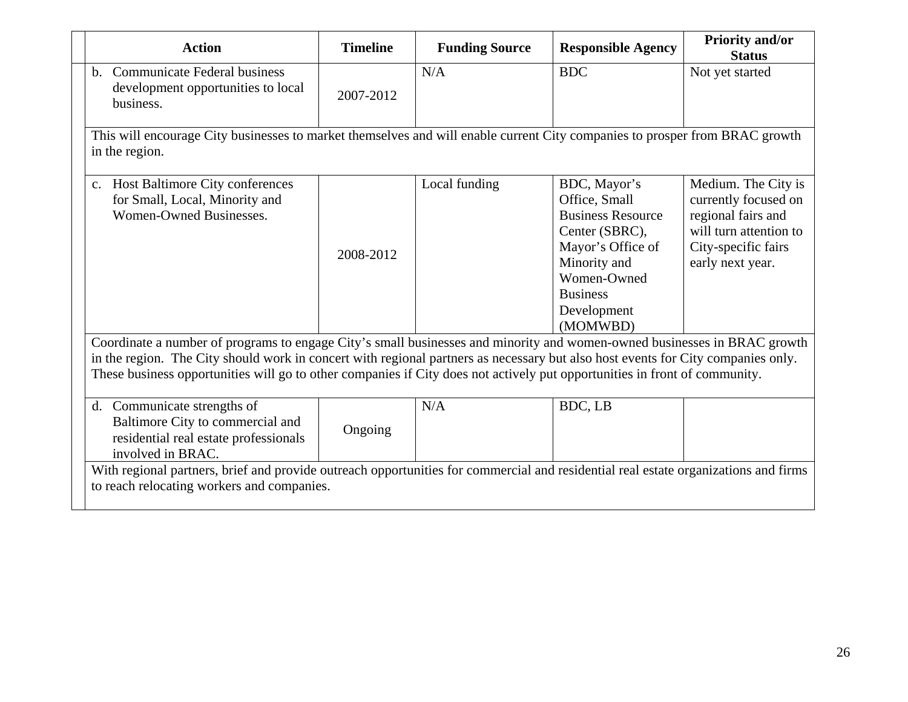| Action | Timeline | Funding Source | Responsible Agency | Priority and/or Status |
|---|---|---|---|---|
| b. Communicate Federal business development opportunities to local business. | 2007-2012 | N/A | BDC | Not yet started |
| This will encourage City businesses to market themselves and will enable current City companies to prosper from BRAC growth in the region. | | | | |
| c. Host Baltimore City conferences for Small, Local, Minority and Women-Owned Businesses. | 2008-2012 | Local funding | BDC, Mayor's Office, Small Business Resource Center (SBRC), Mayor's Office of Minority and Women-Owned Business Development (MOMWBD) | Medium. The City is currently focused on regional fairs and will turn attention to City-specific fairs early next year. |
| Coordinate a number of programs to engage City's small businesses and minority and women-owned businesses in BRAC growth in the region. The City should work in concert with regional partners as necessary but also host events for City companies only. These business opportunities will go to other companies if City does not actively put opportunities in front of community. | | | | |
| d. Communicate strengths of Baltimore City to commercial and residential real estate professionals involved in BRAC. | Ongoing | N/A | BDC, LB | |
| With regional partners, brief and provide outreach opportunities for commercial and residential real estate organizations and firms to reach relocating workers and companies. | | | | |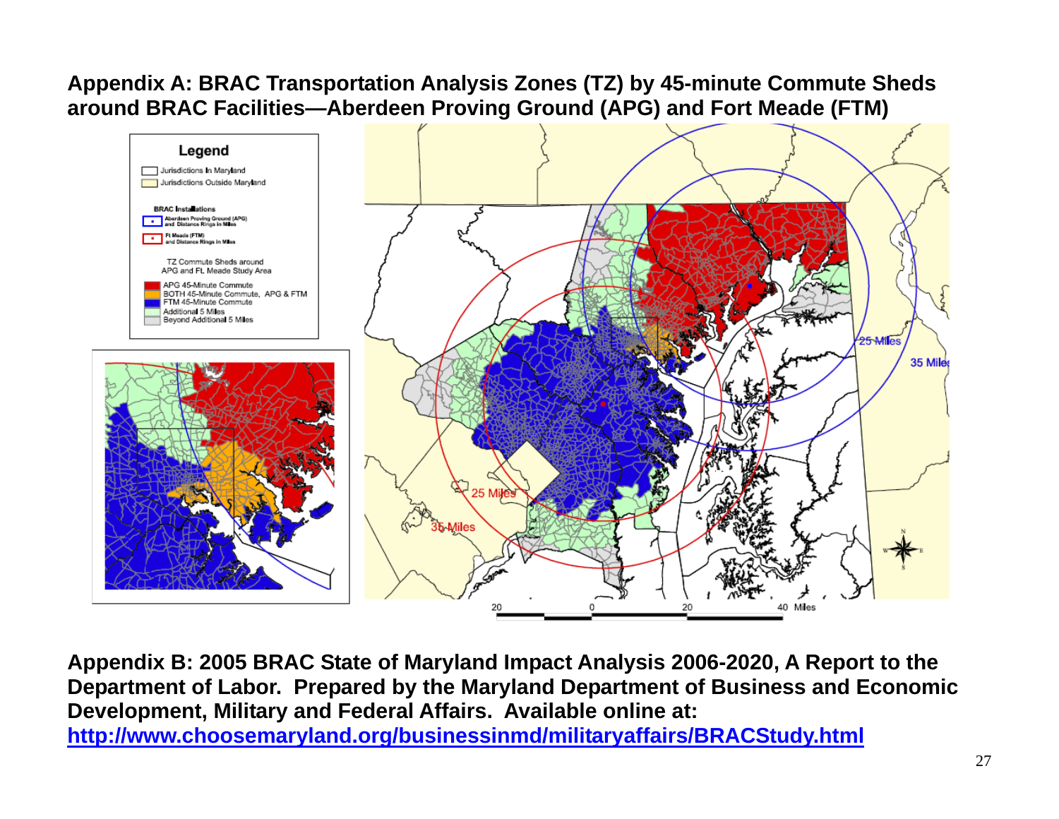**Appendix A: BRAC Transportation Analysis Zones (TZ) by 45-minute Commute Sheds around BRAC Facilities—Aberdeen Proving Ground (APG) and Fort Meade (FTM)**

**Appendix B: 2005 BRAC State of Maryland Impact Analysis 2006-2020, A Report to the Department of Labor. Prepared by the Maryland Department of Business and Economic Development, Military and Federal Affairs. Available online at: [http://www.choosemaryland.org/businessinmd/militaryaffairs/BRACStudy.html](http://www.choosemaryland.org/businessinmd/militaryaffairs/BRACStudy.html)**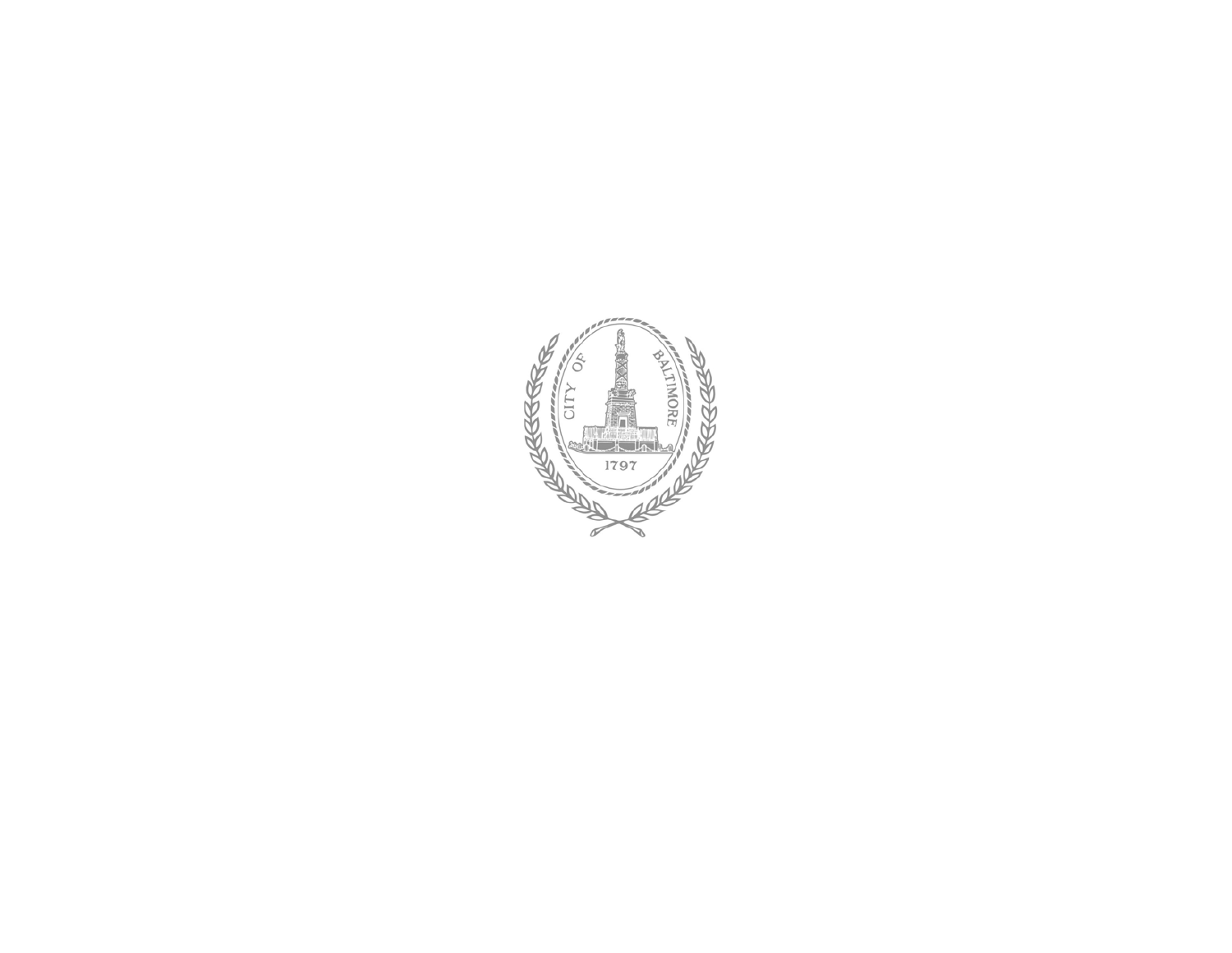CITY OF BALTIMORE

1797